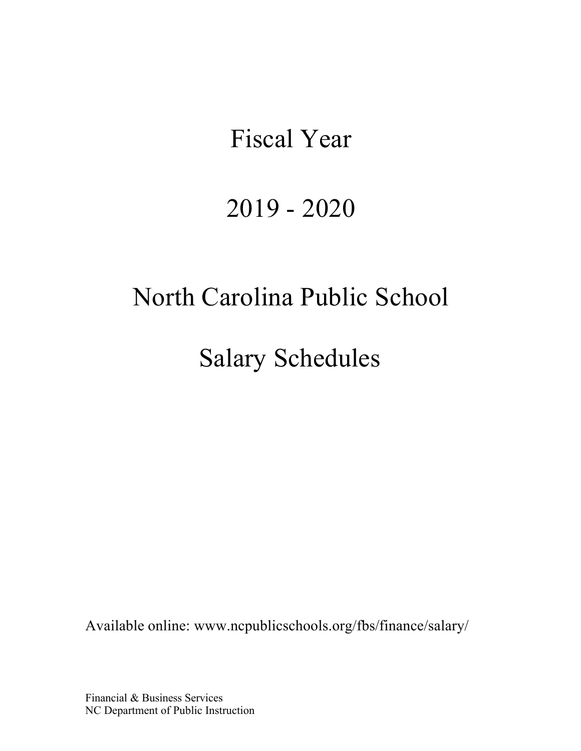# Fiscal Year

# 2019 - 2020

# North Carolina Public School

# Salary Schedules

Available online: www.ncpublicschools.org/fbs/finance/salary/

Financial & Business Services
NC Department of Public Instruction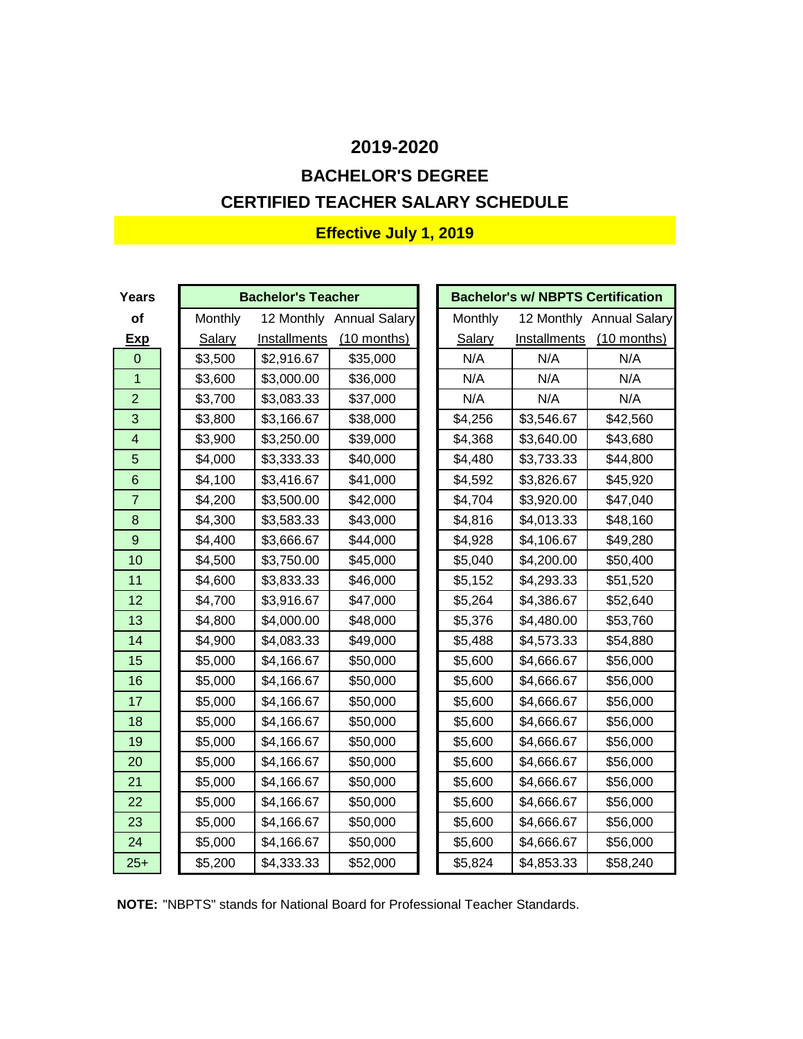# 2019-2020

## BACHELOR'S DEGREE

## CERTIFIED TEACHER SALARY SCHEDULE

**Effective July 1, 2019**

| Years of Exp | Bachelor's Teacher | | | Bachelor's w/ NBPTS Certification | | |
|---|---|---|---|---|---|---|
| | Monthly Salary | 12 Monthly Installments | Annual Salary (10 months) | Monthly Salary | 12 Monthly Installments | Annual Salary (10 months) |
| 0 | $3,500 | $2,916.67 | $35,000 | N/A | N/A | N/A |
| 1 | $3,600 | $3,000.00 | $36,000 | N/A | N/A | N/A |
| 2 | $3,700 | $3,083.33 | $37,000 | N/A | N/A | N/A |
| 3 | $3,800 | $3,166.67 | $38,000 | $4,256 | $3,546.67 | $42,560 |
| 4 | $3,900 | $3,250.00 | $39,000 | $4,368 | $3,640.00 | $43,680 |
| 5 | $4,000 | $3,333.33 | $40,000 | $4,480 | $3,733.33 | $44,800 |
| 6 | $4,100 | $3,416.67 | $41,000 | $4,592 | $3,826.67 | $45,920 |
| 7 | $4,200 | $3,500.00 | $42,000 | $4,704 | $3,920.00 | $47,040 |
| 8 | $4,300 | $3,583.33 | $43,000 | $4,816 | $4,013.33 | $48,160 |
| 9 | $4,400 | $3,666.67 | $44,000 | $4,928 | $4,106.67 | $49,280 |
| 10 | $4,500 | $3,750.00 | $45,000 | $5,040 | $4,200.00 | $50,400 |
| 11 | $4,600 | $3,833.33 | $46,000 | $5,152 | $4,293.33 | $51,520 |
| 12 | $4,700 | $3,916.67 | $47,000 | $5,264 | $4,386.67 | $52,640 |
| 13 | $4,800 | $4,000.00 | $48,000 | $5,376 | $4,480.00 | $53,760 |
| 14 | $4,900 | $4,083.33 | $49,000 | $5,488 | $4,573.33 | $54,880 |
| 15 | $5,000 | $4,166.67 | $50,000 | $5,600 | $4,666.67 | $56,000 |
| 16 | $5,000 | $4,166.67 | $50,000 | $5,600 | $4,666.67 | $56,000 |
| 17 | $5,000 | $4,166.67 | $50,000 | $5,600 | $4,666.67 | $56,000 |
| 18 | $5,000 | $4,166.67 | $50,000 | $5,600 | $4,666.67 | $56,000 |
| 19 | $5,000 | $4,166.67 | $50,000 | $5,600 | $4,666.67 | $56,000 |
| 20 | $5,000 | $4,166.67 | $50,000 | $5,600 | $4,666.67 | $56,000 |
| 21 | $5,000 | $4,166.67 | $50,000 | $5,600 | $4,666.67 | $56,000 |
| 22 | $5,000 | $4,166.67 | $50,000 | $5,600 | $4,666.67 | $56,000 |
| 23 | $5,000 | $4,166.67 | $50,000 | $5,600 | $4,666.67 | $56,000 |
| 24 | $5,000 | $4,166.67 | $50,000 | $5,600 | $4,666.67 | $56,000 |
| 25+ | $5,200 | $4,333.33 | $52,000 | $5,824 | $4,853.33 | $58,240 |

**NOTE:** "NBPTS" stands for National Board for Professional Teacher Standards.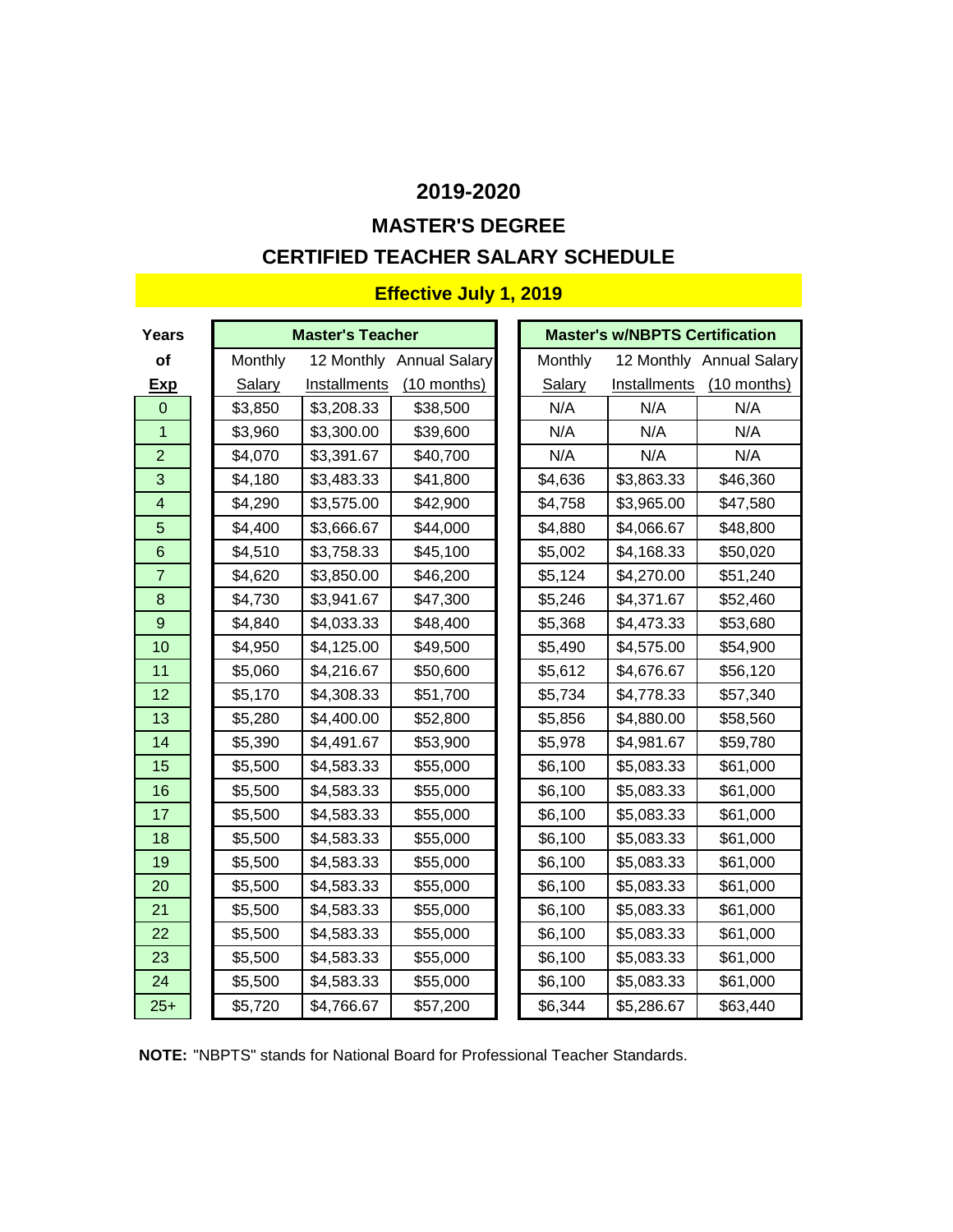## 2019-2020

## MASTER'S DEGREE

## CERTIFIED TEACHER SALARY SCHEDULE

**Effective July 1, 2019**

| Years of Exp | Master's Teacher | | | Master's w/NBPTS Certification | | |
|---|---|---|---|---|---|---|
| | Monthly Salary | 12 Monthly Installments | Annual Salary (10 months) | Monthly Salary | 12 Monthly Installments | Annual Salary (10 months) |
| 0 | $3,850 | $3,208.33 | $38,500 | N/A | N/A | N/A |
| 1 | $3,960 | $3,300.00 | $39,600 | N/A | N/A | N/A |
| 2 | $4,070 | $3,391.67 | $40,700 | N/A | N/A | N/A |
| 3 | $4,180 | $3,483.33 | $41,800 | $4,636 | $3,863.33 | $46,360 |
| 4 | $4,290 | $3,575.00 | $42,900 | $4,758 | $3,965.00 | $47,580 |
| 5 | $4,400 | $3,666.67 | $44,000 | $4,880 | $4,066.67 | $48,800 |
| 6 | $4,510 | $3,758.33 | $45,100 | $5,002 | $4,168.33 | $50,020 |
| 7 | $4,620 | $3,850.00 | $46,200 | $5,124 | $4,270.00 | $51,240 |
| 8 | $4,730 | $3,941.67 | $47,300 | $5,246 | $4,371.67 | $52,460 |
| 9 | $4,840 | $4,033.33 | $48,400 | $5,368 | $4,473.33 | $53,680 |
| 10 | $4,950 | $4,125.00 | $49,500 | $5,490 | $4,575.00 | $54,900 |
| 11 | $5,060 | $4,216.67 | $50,600 | $5,612 | $4,676.67 | $56,120 |
| 12 | $5,170 | $4,308.33 | $51,700 | $5,734 | $4,778.33 | $57,340 |
| 13 | $5,280 | $4,400.00 | $52,800 | $5,856 | $4,880.00 | $58,560 |
| 14 | $5,390 | $4,491.67 | $53,900 | $5,978 | $4,981.67 | $59,780 |
| 15 | $5,500 | $4,583.33 | $55,000 | $6,100 | $5,083.33 | $61,000 |
| 16 | $5,500 | $4,583.33 | $55,000 | $6,100 | $5,083.33 | $61,000 |
| 17 | $5,500 | $4,583.33 | $55,000 | $6,100 | $5,083.33 | $61,000 |
| 18 | $5,500 | $4,583.33 | $55,000 | $6,100 | $5,083.33 | $61,000 |
| 19 | $5,500 | $4,583.33 | $55,000 | $6,100 | $5,083.33 | $61,000 |
| 20 | $5,500 | $4,583.33 | $55,000 | $6,100 | $5,083.33 | $61,000 |
| 21 | $5,500 | $4,583.33 | $55,000 | $6,100 | $5,083.33 | $61,000 |
| 22 | $5,500 | $4,583.33 | $55,000 | $6,100 | $5,083.33 | $61,000 |
| 23 | $5,500 | $4,583.33 | $55,000 | $6,100 | $5,083.33 | $61,000 |
| 24 | $5,500 | $4,583.33 | $55,000 | $6,100 | $5,083.33 | $61,000 |
| 25+ | $5,720 | $4,766.67 | $57,200 | $6,344 | $5,286.67 | $63,440 |

**NOTE:** "NBPTS" stands for National Board for Professional Teacher Standards.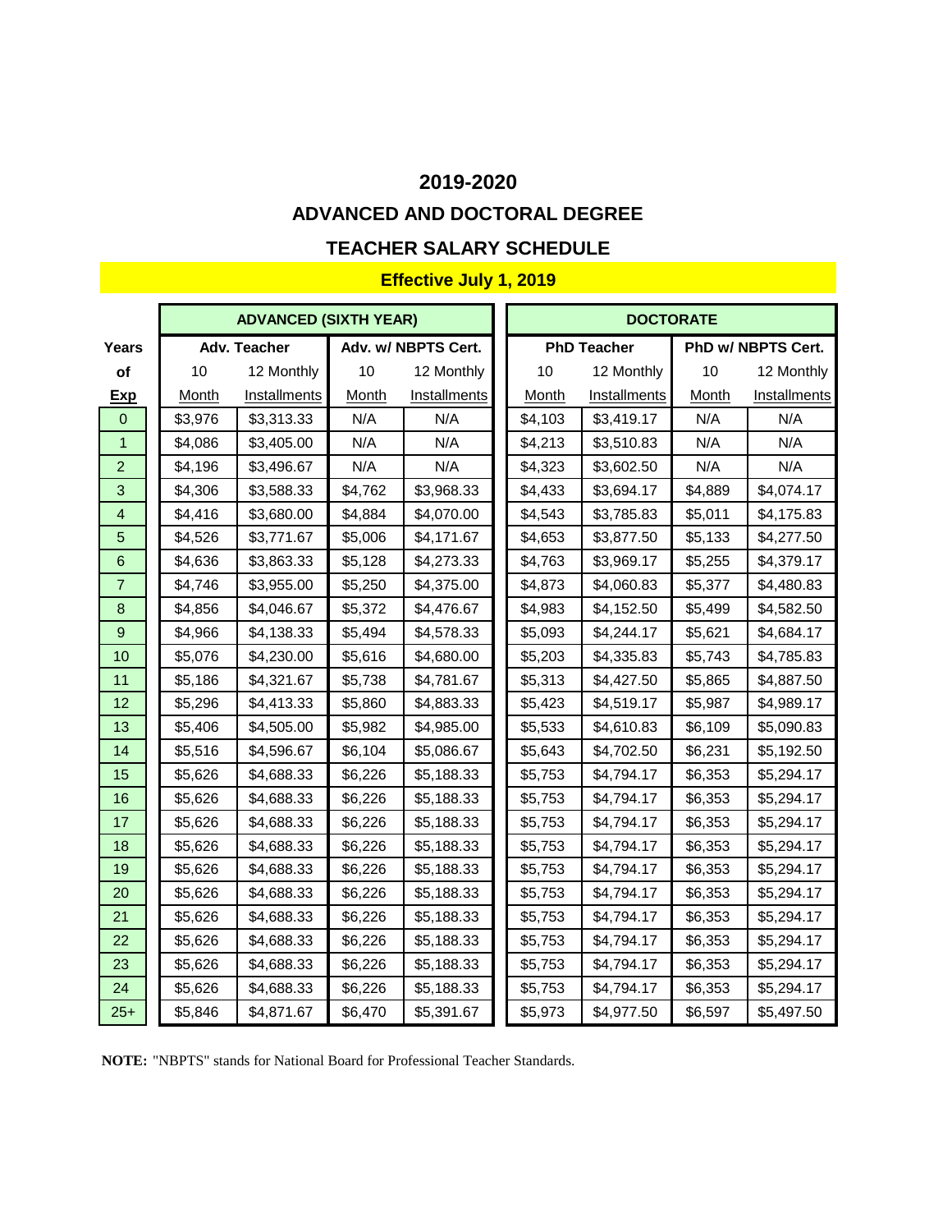# 2019-2020

## ADVANCED AND DOCTORAL DEGREE

## TEACHER SALARY SCHEDULE

**Effective July 1, 2019**

| Years of Exp | ADVANCED (SIXTH YEAR) | | | | DOCTORATE | | | |
|---|---|---|---|---|---|---|---|---|
| | Adv. Teacher | | Adv. w/ NBPTS Cert. | | PhD Teacher | | PhD w/ NBPTS Cert. | |
| | 10 Month | 12 Monthly Installments | 10 Month | 12 Monthly Installments | 10 Month | 12 Monthly Installments | 10 Month | 12 Monthly Installments |
| 0 | $3,976 | $3,313.33 | N/A | N/A | $4,103 | $3,419.17 | N/A | N/A |
| 1 | $4,086 | $3,405.00 | N/A | N/A | $4,213 | $3,510.83 | N/A | N/A |
| 2 | $4,196 | $3,496.67 | N/A | N/A | $4,323 | $3,602.50 | N/A | N/A |
| 3 | $4,306 | $3,588.33 | $4,762 | $3,968.33 | $4,433 | $3,694.17 | $4,889 | $4,074.17 |
| 4 | $4,416 | $3,680.00 | $4,884 | $4,070.00 | $4,543 | $3,785.83 | $5,011 | $4,175.83 |
| 5 | $4,526 | $3,771.67 | $5,006 | $4,171.67 | $4,653 | $3,877.50 | $5,133 | $4,277.50 |
| 6 | $4,636 | $3,863.33 | $5,128 | $4,273.33 | $4,763 | $3,969.17 | $5,255 | $4,379.17 |
| 7 | $4,746 | $3,955.00 | $5,250 | $4,375.00 | $4,873 | $4,060.83 | $5,377 | $4,480.83 |
| 8 | $4,856 | $4,046.67 | $5,372 | $4,476.67 | $4,983 | $4,152.50 | $5,499 | $4,582.50 |
| 9 | $4,966 | $4,138.33 | $5,494 | $4,578.33 | $5,093 | $4,244.17 | $5,621 | $4,684.17 |
| 10 | $5,076 | $4,230.00 | $5,616 | $4,680.00 | $5,203 | $4,335.83 | $5,743 | $4,785.83 |
| 11 | $5,186 | $4,321.67 | $5,738 | $4,781.67 | $5,313 | $4,427.50 | $5,865 | $4,887.50 |
| 12 | $5,296 | $4,413.33 | $5,860 | $4,883.33 | $5,423 | $4,519.17 | $5,987 | $4,989.17 |
| 13 | $5,406 | $4,505.00 | $5,982 | $4,985.00 | $5,533 | $4,610.83 | $6,109 | $5,090.83 |
| 14 | $5,516 | $4,596.67 | $6,104 | $5,086.67 | $5,643 | $4,702.50 | $6,231 | $5,192.50 |
| 15 | $5,626 | $4,688.33 | $6,226 | $5,188.33 | $5,753 | $4,794.17 | $6,353 | $5,294.17 |
| 16 | $5,626 | $4,688.33 | $6,226 | $5,188.33 | $5,753 | $4,794.17 | $6,353 | $5,294.17 |
| 17 | $5,626 | $4,688.33 | $6,226 | $5,188.33 | $5,753 | $4,794.17 | $6,353 | $5,294.17 |
| 18 | $5,626 | $4,688.33 | $6,226 | $5,188.33 | $5,753 | $4,794.17 | $6,353 | $5,294.17 |
| 19 | $5,626 | $4,688.33 | $6,226 | $5,188.33 | $5,753 | $4,794.17 | $6,353 | $5,294.17 |
| 20 | $5,626 | $4,688.33 | $6,226 | $5,188.33 | $5,753 | $4,794.17 | $6,353 | $5,294.17 |
| 21 | $5,626 | $4,688.33 | $6,226 | $5,188.33 | $5,753 | $4,794.17 | $6,353 | $5,294.17 |
| 22 | $5,626 | $4,688.33 | $6,226 | $5,188.33 | $5,753 | $4,794.17 | $6,353 | $5,294.17 |
| 23 | $5,626 | $4,688.33 | $6,226 | $5,188.33 | $5,753 | $4,794.17 | $6,353 | $5,294.17 |
| 24 | $5,626 | $4,688.33 | $6,226 | $5,188.33 | $5,753 | $4,794.17 | $6,353 | $5,294.17 |
| 25+ | $5,846 | $4,871.67 | $6,470 | $5,391.67 | $5,973 | $4,977.50 | $6,597 | $5,497.50 |

**NOTE:** "NBPTS" stands for National Board for Professional Teacher Standards.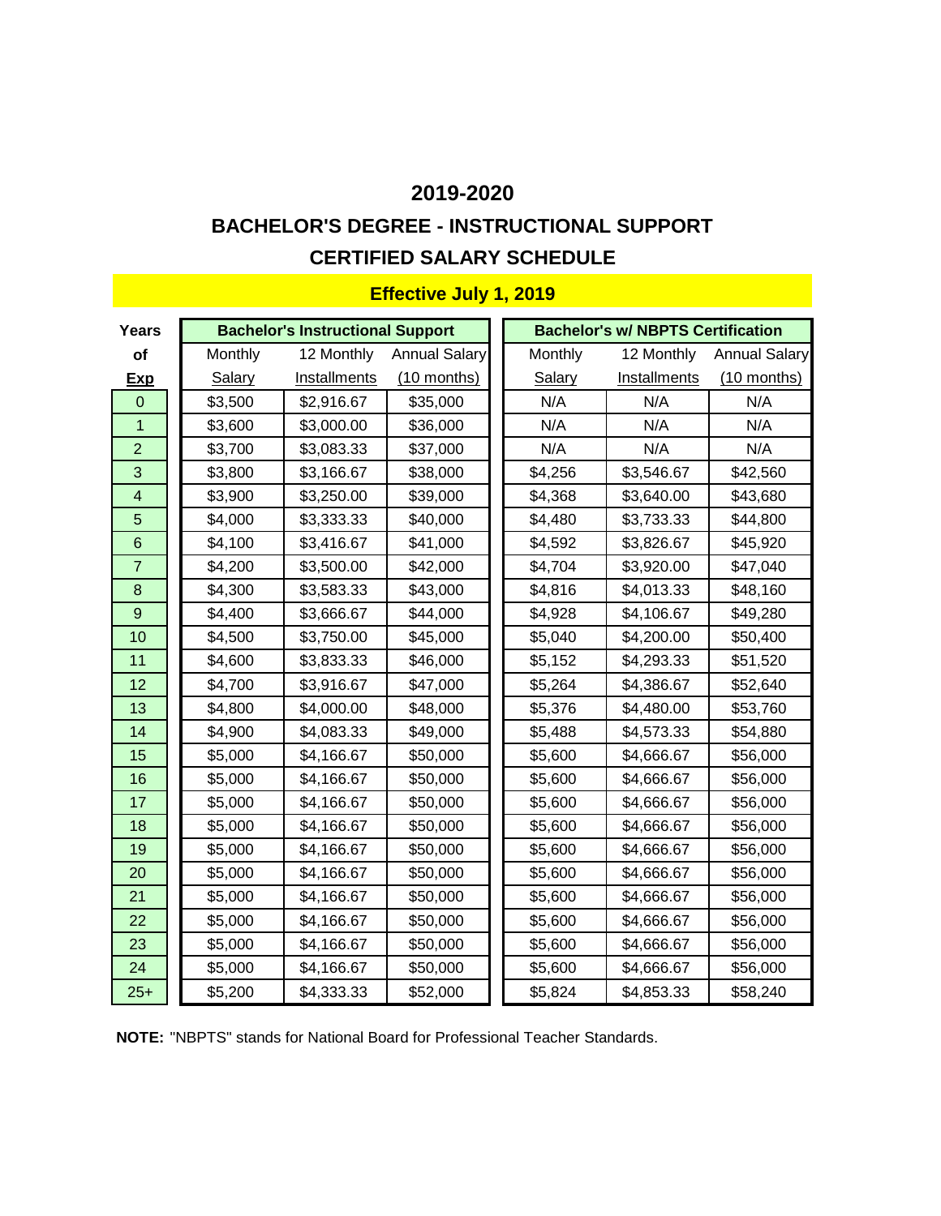# 2019-2020

## BACHELOR'S DEGREE - INSTRUCTIONAL SUPPORT

## CERTIFIED SALARY SCHEDULE

### Effective July 1, 2019

| Years of Exp | Bachelor's Instructional Support | | | Bachelor's w/ NBPTS Certification | | |
|---|---|---|---|---|---|---|
| | Monthly Salary | 12 Monthly Installments | Annual Salary (10 months) | Monthly Salary | 12 Monthly Installments | Annual Salary (10 months) |
| 0 | $3,500 | $2,916.67 | $35,000 | N/A | N/A | N/A |
| 1 | $3,600 | $3,000.00 | $36,000 | N/A | N/A | N/A |
| 2 | $3,700 | $3,083.33 | $37,000 | N/A | N/A | N/A |
| 3 | $3,800 | $3,166.67 | $38,000 | $4,256 | $3,546.67 | $42,560 |
| 4 | $3,900 | $3,250.00 | $39,000 | $4,368 | $3,640.00 | $43,680 |
| 5 | $4,000 | $3,333.33 | $40,000 | $4,480 | $3,733.33 | $44,800 |
| 6 | $4,100 | $3,416.67 | $41,000 | $4,592 | $3,826.67 | $45,920 |
| 7 | $4,200 | $3,500.00 | $42,000 | $4,704 | $3,920.00 | $47,040 |
| 8 | $4,300 | $3,583.33 | $43,000 | $4,816 | $4,013.33 | $48,160 |
| 9 | $4,400 | $3,666.67 | $44,000 | $4,928 | $4,106.67 | $49,280 |
| 10 | $4,500 | $3,750.00 | $45,000 | $5,040 | $4,200.00 | $50,400 |
| 11 | $4,600 | $3,833.33 | $46,000 | $5,152 | $4,293.33 | $51,520 |
| 12 | $4,700 | $3,916.67 | $47,000 | $5,264 | $4,386.67 | $52,640 |
| 13 | $4,800 | $4,000.00 | $48,000 | $5,376 | $4,480.00 | $53,760 |
| 14 | $4,900 | $4,083.33 | $49,000 | $5,488 | $4,573.33 | $54,880 |
| 15 | $5,000 | $4,166.67 | $50,000 | $5,600 | $4,666.67 | $56,000 |
| 16 | $5,000 | $4,166.67 | $50,000 | $5,600 | $4,666.67 | $56,000 |
| 17 | $5,000 | $4,166.67 | $50,000 | $5,600 | $4,666.67 | $56,000 |
| 18 | $5,000 | $4,166.67 | $50,000 | $5,600 | $4,666.67 | $56,000 |
| 19 | $5,000 | $4,166.67 | $50,000 | $5,600 | $4,666.67 | $56,000 |
| 20 | $5,000 | $4,166.67 | $50,000 | $5,600 | $4,666.67 | $56,000 |
| 21 | $5,000 | $4,166.67 | $50,000 | $5,600 | $4,666.67 | $56,000 |
| 22 | $5,000 | $4,166.67 | $50,000 | $5,600 | $4,666.67 | $56,000 |
| 23 | $5,000 | $4,166.67 | $50,000 | $5,600 | $4,666.67 | $56,000 |
| 24 | $5,000 | $4,166.67 | $50,000 | $5,600 | $4,666.67 | $56,000 |
| 25+ | $5,200 | $4,333.33 | $52,000 | $5,824 | $4,853.33 | $58,240 |

**NOTE:** "NBPTS" stands for National Board for Professional Teacher Standards.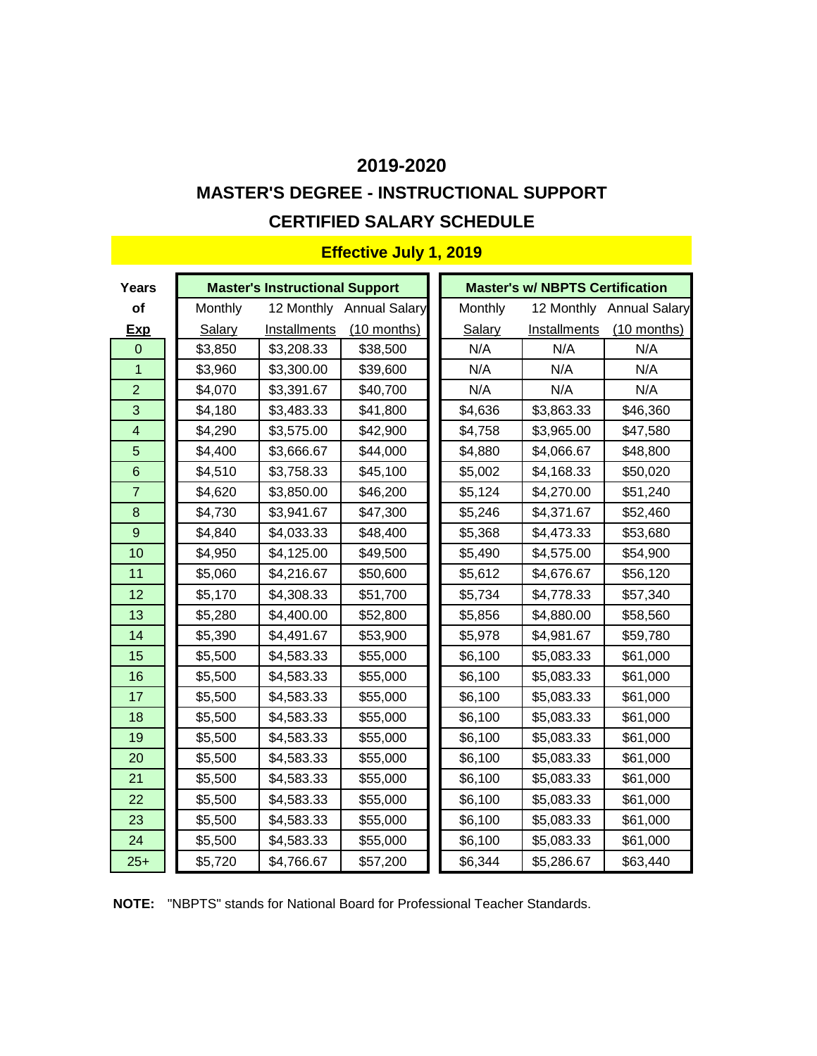# 2019-2020

## MASTER'S DEGREE - INSTRUCTIONAL SUPPORT

## CERTIFIED SALARY SCHEDULE

### Effective July 1, 2019

| Years of Exp | Master's Instructional Support | | | Master's w/ NBPTS Certification | | |
|---|---|---|---|---|---|---|
| | Monthly Salary | 12 Monthly Installments | Annual Salary (10 months) | Monthly Salary | 12 Monthly Installments | Annual Salary (10 months) |
| 0 | $3,850 | $3,208.33 | $38,500 | N/A | N/A | N/A |
| 1 | $3,960 | $3,300.00 | $39,600 | N/A | N/A | N/A |
| 2 | $4,070 | $3,391.67 | $40,700 | N/A | N/A | N/A |
| 3 | $4,180 | $3,483.33 | $41,800 | $4,636 | $3,863.33 | $46,360 |
| 4 | $4,290 | $3,575.00 | $42,900 | $4,758 | $3,965.00 | $47,580 |
| 5 | $4,400 | $3,666.67 | $44,000 | $4,880 | $4,066.67 | $48,800 |
| 6 | $4,510 | $3,758.33 | $45,100 | $5,002 | $4,168.33 | $50,020 |
| 7 | $4,620 | $3,850.00 | $46,200 | $5,124 | $4,270.00 | $51,240 |
| 8 | $4,730 | $3,941.67 | $47,300 | $5,246 | $4,371.67 | $52,460 |
| 9 | $4,840 | $4,033.33 | $48,400 | $5,368 | $4,473.33 | $53,680 |
| 10 | $4,950 | $4,125.00 | $49,500 | $5,490 | $4,575.00 | $54,900 |
| 11 | $5,060 | $4,216.67 | $50,600 | $5,612 | $4,676.67 | $56,120 |
| 12 | $5,170 | $4,308.33 | $51,700 | $5,734 | $4,778.33 | $57,340 |
| 13 | $5,280 | $4,400.00 | $52,800 | $5,856 | $4,880.00 | $58,560 |
| 14 | $5,390 | $4,491.67 | $53,900 | $5,978 | $4,981.67 | $59,780 |
| 15 | $5,500 | $4,583.33 | $55,000 | $6,100 | $5,083.33 | $61,000 |
| 16 | $5,500 | $4,583.33 | $55,000 | $6,100 | $5,083.33 | $61,000 |
| 17 | $5,500 | $4,583.33 | $55,000 | $6,100 | $5,083.33 | $61,000 |
| 18 | $5,500 | $4,583.33 | $55,000 | $6,100 | $5,083.33 | $61,000 |
| 19 | $5,500 | $4,583.33 | $55,000 | $6,100 | $5,083.33 | $61,000 |
| 20 | $5,500 | $4,583.33 | $55,000 | $6,100 | $5,083.33 | $61,000 |
| 21 | $5,500 | $4,583.33 | $55,000 | $6,100 | $5,083.33 | $61,000 |
| 22 | $5,500 | $4,583.33 | $55,000 | $6,100 | $5,083.33 | $61,000 |
| 23 | $5,500 | $4,583.33 | $55,000 | $6,100 | $5,083.33 | $61,000 |
| 24 | $5,500 | $4,583.33 | $55,000 | $6,100 | $5,083.33 | $61,000 |
| 25+ | $5,720 | $4,766.67 | $57,200 | $6,344 | $5,286.67 | $63,440 |

**NOTE:** "NBPTS" stands for National Board for Professional Teacher Standards.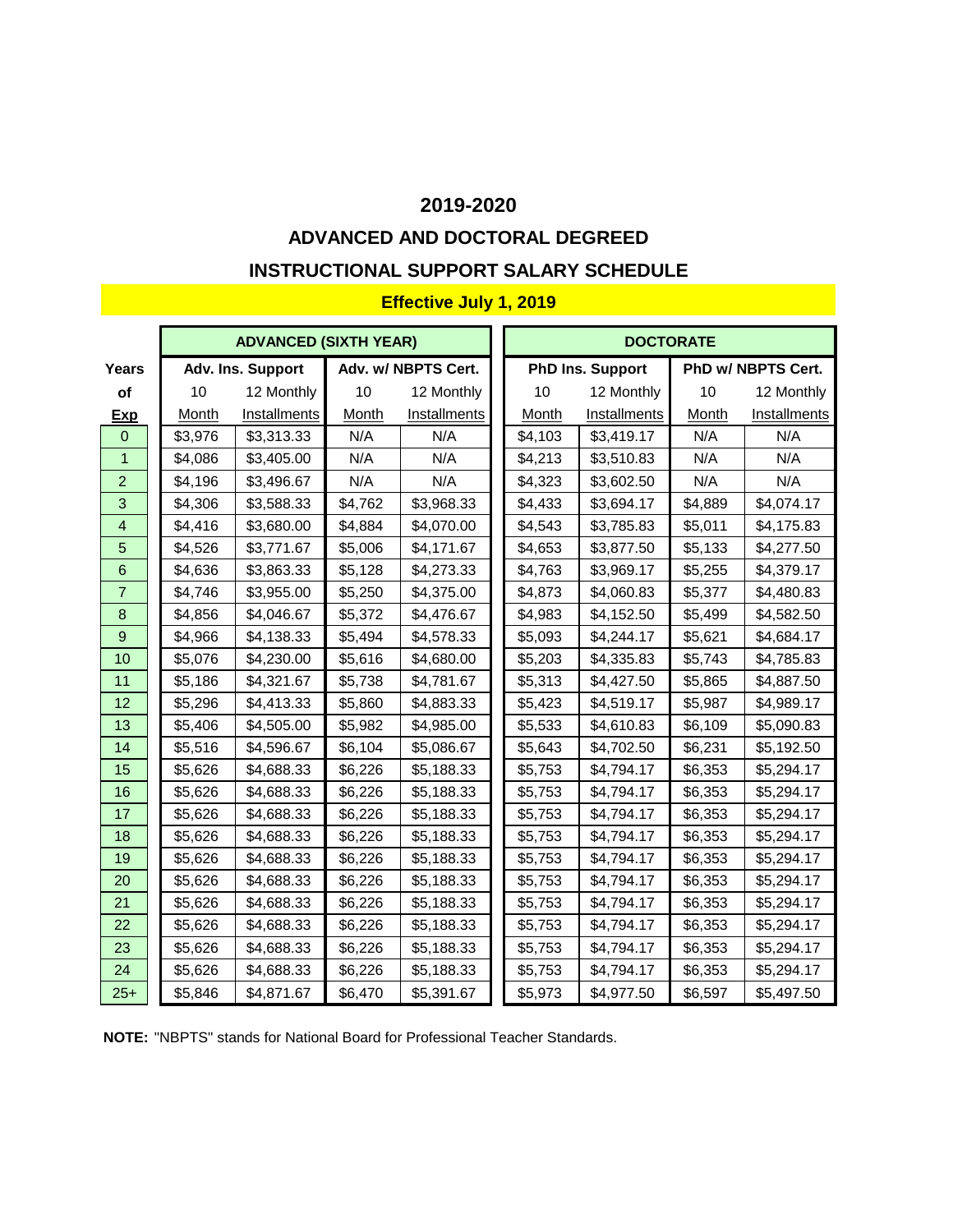## 2019-2020

## ADVANCED AND DOCTORAL DEGREED

## INSTRUCTIONAL SUPPORT SALARY SCHEDULE

**Effective July 1, 2019**

| | ADVANCED (SIXTH YEAR) | | | | DOCTORATE | | | |
|---|---|---|---|---|---|---|---|---|
| **Years** | **Adv. Ins. Support** | | **Adv. w/ NBPTS Cert.** | | **PhD Ins. Support** | | **PhD w/ NBPTS Cert.** | |
| **of Exp** | 10 Month | 12 Monthly Installments | 10 Month | 12 Monthly Installments | 10 Month | 12 Monthly Installments | 10 Month | 12 Monthly Installments |
| 0 | $3,976 | $3,313.33 | N/A | N/A | $4,103 | $3,419.17 | N/A | N/A |
| 1 | $4,086 | $3,405.00 | N/A | N/A | $4,213 | $3,510.83 | N/A | N/A |
| 2 | $4,196 | $3,496.67 | N/A | N/A | $4,323 | $3,602.50 | N/A | N/A |
| 3 | $4,306 | $3,588.33 | $4,762 | $3,968.33 | $4,433 | $3,694.17 | $4,889 | $4,074.17 |
| 4 | $4,416 | $3,680.00 | $4,884 | $4,070.00 | $4,543 | $3,785.83 | $5,011 | $4,175.83 |
| 5 | $4,526 | $3,771.67 | $5,006 | $4,171.67 | $4,653 | $3,877.50 | $5,133 | $4,277.50 |
| 6 | $4,636 | $3,863.33 | $5,128 | $4,273.33 | $4,763 | $3,969.17 | $5,255 | $4,379.17 |
| 7 | $4,746 | $3,955.00 | $5,250 | $4,375.00 | $4,873 | $4,060.83 | $5,377 | $4,480.83 |
| 8 | $4,856 | $4,046.67 | $5,372 | $4,476.67 | $4,983 | $4,152.50 | $5,499 | $4,582.50 |
| 9 | $4,966 | $4,138.33 | $5,494 | $4,578.33 | $5,093 | $4,244.17 | $5,621 | $4,684.17 |
| 10 | $5,076 | $4,230.00 | $5,616 | $4,680.00 | $5,203 | $4,335.83 | $5,743 | $4,785.83 |
| 11 | $5,186 | $4,321.67 | $5,738 | $4,781.67 | $5,313 | $4,427.50 | $5,865 | $4,887.50 |
| 12 | $5,296 | $4,413.33 | $5,860 | $4,883.33 | $5,423 | $4,519.17 | $5,987 | $4,989.17 |
| 13 | $5,406 | $4,505.00 | $5,982 | $4,985.00 | $5,533 | $4,610.83 | $6,109 | $5,090.83 |
| 14 | $5,516 | $4,596.67 | $6,104 | $5,086.67 | $5,643 | $4,702.50 | $6,231 | $5,192.50 |
| 15 | $5,626 | $4,688.33 | $6,226 | $5,188.33 | $5,753 | $4,794.17 | $6,353 | $5,294.17 |
| 16 | $5,626 | $4,688.33 | $6,226 | $5,188.33 | $5,753 | $4,794.17 | $6,353 | $5,294.17 |
| 17 | $5,626 | $4,688.33 | $6,226 | $5,188.33 | $5,753 | $4,794.17 | $6,353 | $5,294.17 |
| 18 | $5,626 | $4,688.33 | $6,226 | $5,188.33 | $5,753 | $4,794.17 | $6,353 | $5,294.17 |
| 19 | $5,626 | $4,688.33 | $6,226 | $5,188.33 | $5,753 | $4,794.17 | $6,353 | $5,294.17 |
| 20 | $5,626 | $4,688.33 | $6,226 | $5,188.33 | $5,753 | $4,794.17 | $6,353 | $5,294.17 |
| 21 | $5,626 | $4,688.33 | $6,226 | $5,188.33 | $5,753 | $4,794.17 | $6,353 | $5,294.17 |
| 22 | $5,626 | $4,688.33 | $6,226 | $5,188.33 | $5,753 | $4,794.17 | $6,353 | $5,294.17 |
| 23 | $5,626 | $4,688.33 | $6,226 | $5,188.33 | $5,753 | $4,794.17 | $6,353 | $5,294.17 |
| 24 | $5,626 | $4,688.33 | $6,226 | $5,188.33 | $5,753 | $4,794.17 | $6,353 | $5,294.17 |
| 25+ | $5,846 | $4,871.67 | $6,470 | $5,391.67 | $5,973 | $4,977.50 | $6,597 | $5,497.50 |

**NOTE:** "NBPTS" stands for National Board for Professional Teacher Standards.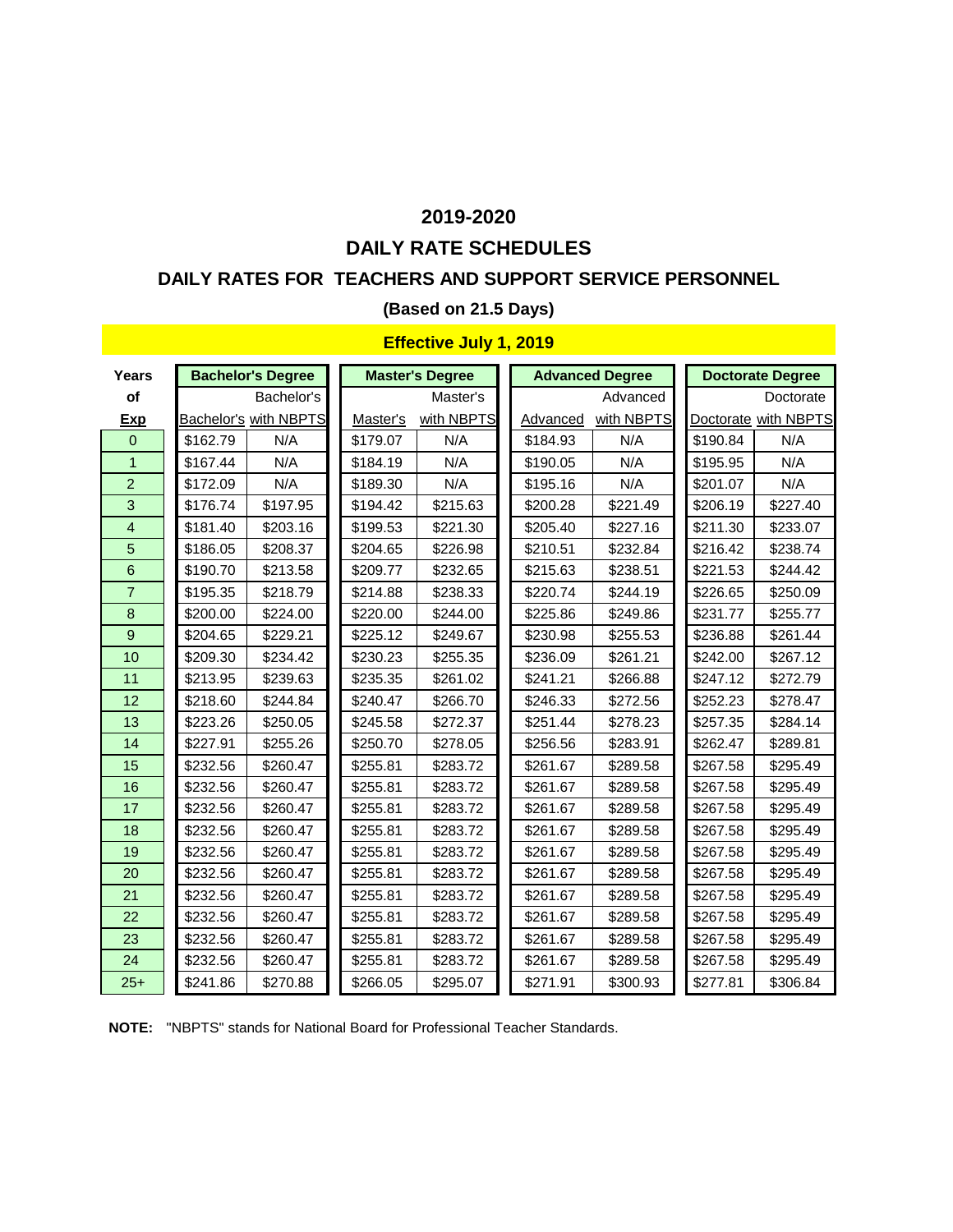## 2019-2020

## DAILY RATE SCHEDULES

### DAILY RATES FOR TEACHERS AND SUPPORT SERVICE PERSONNEL

**(Based on 21.5 Days)**

**Effective July 1, 2019**

| Years of Exp | Bachelor's Degree | | Master's Degree | | Advanced Degree | | Doctorate Degree | |
|---|---|---|---|---|---|---|---|---|
| | Bachelor's | Bachelor's with NBPTS | Master's | Master's with NBPTS | Advanced | Advanced with NBPTS | Doctorate | Doctorate with NBPTS |
| 0 | $162.79 | N/A | $179.07 | N/A | $184.93 | N/A | $190.84 | N/A |
| 1 | $167.44 | N/A | $184.19 | N/A | $190.05 | N/A | $195.95 | N/A |
| 2 | $172.09 | N/A | $189.30 | N/A | $195.16 | N/A | $201.07 | N/A |
| 3 | $176.74 | $197.95 | $194.42 | $215.63 | $200.28 | $221.49 | $206.19 | $227.40 |
| 4 | $181.40 | $203.16 | $199.53 | $221.30 | $205.40 | $227.16 | $211.30 | $233.07 |
| 5 | $186.05 | $208.37 | $204.65 | $226.98 | $210.51 | $232.84 | $216.42 | $238.74 |
| 6 | $190.70 | $213.58 | $209.77 | $232.65 | $215.63 | $238.51 | $221.53 | $244.42 |
| 7 | $195.35 | $218.79 | $214.88 | $238.33 | $220.74 | $244.19 | $226.65 | $250.09 |
| 8 | $200.00 | $224.00 | $220.00 | $244.00 | $225.86 | $249.86 | $231.77 | $255.77 |
| 9 | $204.65 | $229.21 | $225.12 | $249.67 | $230.98 | $255.53 | $236.88 | $261.44 |
| 10 | $209.30 | $234.42 | $230.23 | $255.35 | $236.09 | $261.21 | $242.00 | $267.12 |
| 11 | $213.95 | $239.63 | $235.35 | $261.02 | $241.21 | $266.88 | $247.12 | $272.79 |
| 12 | $218.60 | $244.84 | $240.47 | $266.70 | $246.33 | $272.56 | $252.23 | $278.47 |
| 13 | $223.26 | $250.05 | $245.58 | $272.37 | $251.44 | $278.23 | $257.35 | $284.14 |
| 14 | $227.91 | $255.26 | $250.70 | $278.05 | $256.56 | $283.91 | $262.47 | $289.81 |
| 15 | $232.56 | $260.47 | $255.81 | $283.72 | $261.67 | $289.58 | $267.58 | $295.49 |
| 16 | $232.56 | $260.47 | $255.81 | $283.72 | $261.67 | $289.58 | $267.58 | $295.49 |
| 17 | $232.56 | $260.47 | $255.81 | $283.72 | $261.67 | $289.58 | $267.58 | $295.49 |
| 18 | $232.56 | $260.47 | $255.81 | $283.72 | $261.67 | $289.58 | $267.58 | $295.49 |
| 19 | $232.56 | $260.47 | $255.81 | $283.72 | $261.67 | $289.58 | $267.58 | $295.49 |
| 20 | $232.56 | $260.47 | $255.81 | $283.72 | $261.67 | $289.58 | $267.58 | $295.49 |
| 21 | $232.56 | $260.47 | $255.81 | $283.72 | $261.67 | $289.58 | $267.58 | $295.49 |
| 22 | $232.56 | $260.47 | $255.81 | $283.72 | $261.67 | $289.58 | $267.58 | $295.49 |
| 23 | $232.56 | $260.47 | $255.81 | $283.72 | $261.67 | $289.58 | $267.58 | $295.49 |
| 24 | $232.56 | $260.47 | $255.81 | $283.72 | $261.67 | $289.58 | $267.58 | $295.49 |
| 25+ | $241.86 | $270.88 | $266.05 | $295.07 | $271.91 | $300.93 | $277.81 | $306.84 |

**NOTE:** "NBPTS" stands for National Board for Professional Teacher Standards.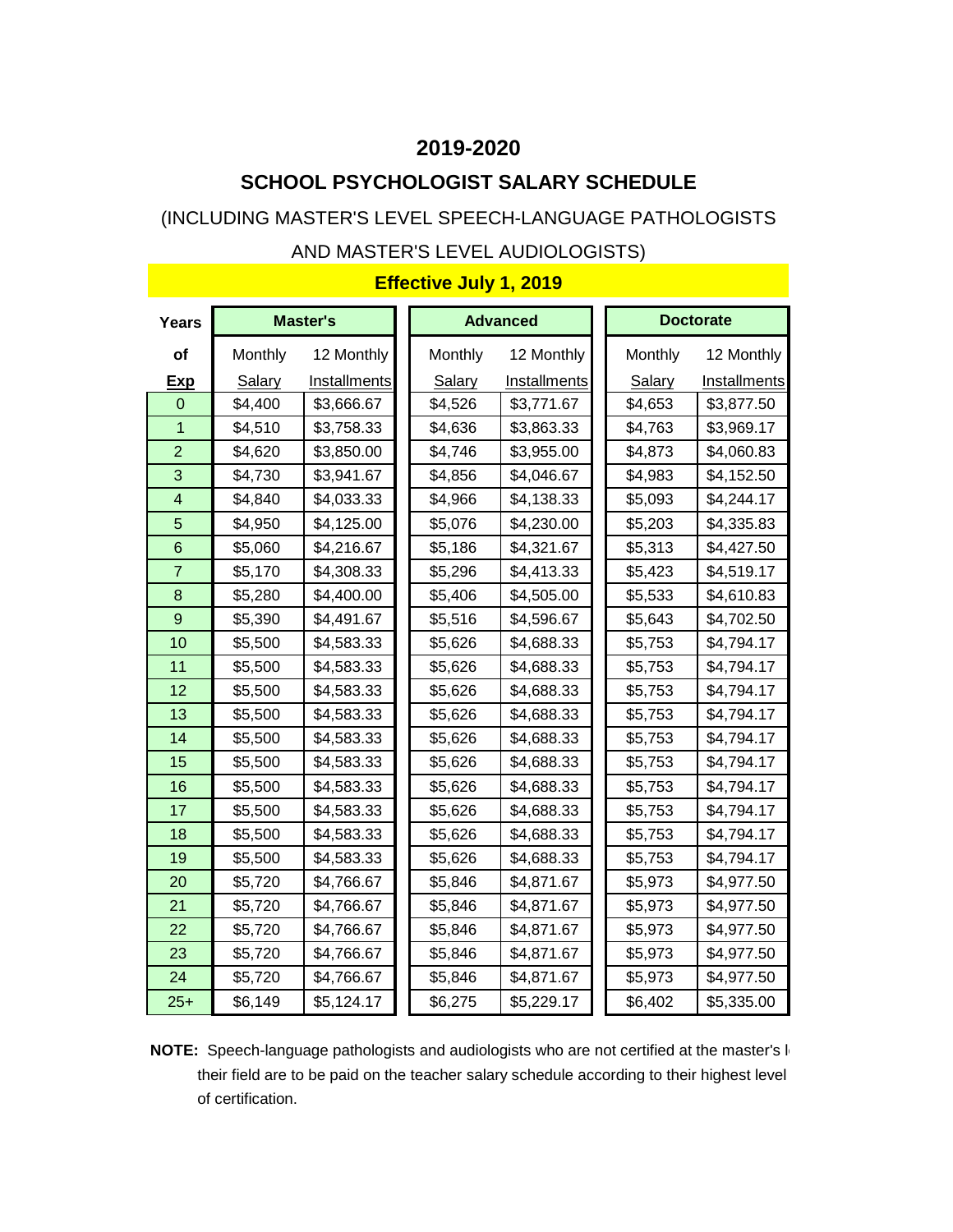# 2019-2020

## SCHOOL PSYCHOLOGIST SALARY SCHEDULE

(INCLUDING MASTER'S LEVEL SPEECH-LANGUAGE PATHOLOGISTS AND MASTER'S LEVEL AUDIOLOGISTS)

**Effective July 1, 2019**

| Years | Master's | | Advanced | | Doctorate | |
|---|---|---|---|---|---|---|
| of Exp | Monthly Salary | 12 Monthly Installments | Monthly Salary | 12 Monthly Installments | Monthly Salary | 12 Monthly Installments |
| 0 | $4,400 | $3,666.67 | $4,526 | $3,771.67 | $4,653 | $3,877.50 |
| 1 | $4,510 | $3,758.33 | $4,636 | $3,863.33 | $4,763 | $3,969.17 |
| 2 | $4,620 | $3,850.00 | $4,746 | $3,955.00 | $4,873 | $4,060.83 |
| 3 | $4,730 | $3,941.67 | $4,856 | $4,046.67 | $4,983 | $4,152.50 |
| 4 | $4,840 | $4,033.33 | $4,966 | $4,138.33 | $5,093 | $4,244.17 |
| 5 | $4,950 | $4,125.00 | $5,076 | $4,230.00 | $5,203 | $4,335.83 |
| 6 | $5,060 | $4,216.67 | $5,186 | $4,321.67 | $5,313 | $4,427.50 |
| 7 | $5,170 | $4,308.33 | $5,296 | $4,413.33 | $5,423 | $4,519.17 |
| 8 | $5,280 | $4,400.00 | $5,406 | $4,505.00 | $5,533 | $4,610.83 |
| 9 | $5,390 | $4,491.67 | $5,516 | $4,596.67 | $5,643 | $4,702.50 |
| 10 | $5,500 | $4,583.33 | $5,626 | $4,688.33 | $5,753 | $4,794.17 |
| 11 | $5,500 | $4,583.33 | $5,626 | $4,688.33 | $5,753 | $4,794.17 |
| 12 | $5,500 | $4,583.33 | $5,626 | $4,688.33 | $5,753 | $4,794.17 |
| 13 | $5,500 | $4,583.33 | $5,626 | $4,688.33 | $5,753 | $4,794.17 |
| 14 | $5,500 | $4,583.33 | $5,626 | $4,688.33 | $5,753 | $4,794.17 |
| 15 | $5,500 | $4,583.33 | $5,626 | $4,688.33 | $5,753 | $4,794.17 |
| 16 | $5,500 | $4,583.33 | $5,626 | $4,688.33 | $5,753 | $4,794.17 |
| 17 | $5,500 | $4,583.33 | $5,626 | $4,688.33 | $5,753 | $4,794.17 |
| 18 | $5,500 | $4,583.33 | $5,626 | $4,688.33 | $5,753 | $4,794.17 |
| 19 | $5,500 | $4,583.33 | $5,626 | $4,688.33 | $5,753 | $4,794.17 |
| 20 | $5,720 | $4,766.67 | $5,846 | $4,871.67 | $5,973 | $4,977.50 |
| 21 | $5,720 | $4,766.67 | $5,846 | $4,871.67 | $5,973 | $4,977.50 |
| 22 | $5,720 | $4,766.67 | $5,846 | $4,871.67 | $5,973 | $4,977.50 |
| 23 | $5,720 | $4,766.67 | $5,846 | $4,871.67 | $5,973 | $4,977.50 |
| 24 | $5,720 | $4,766.67 | $5,846 | $4,871.67 | $5,973 | $4,977.50 |
| 25+ | $6,149 | $5,124.17 | $6,275 | $5,229.17 | $6,402 | $5,335.00 |

**NOTE:** Speech-language pathologists and audiologists who are not certified at the master's l their field are to be paid on the teacher salary schedule according to their highest level of certification.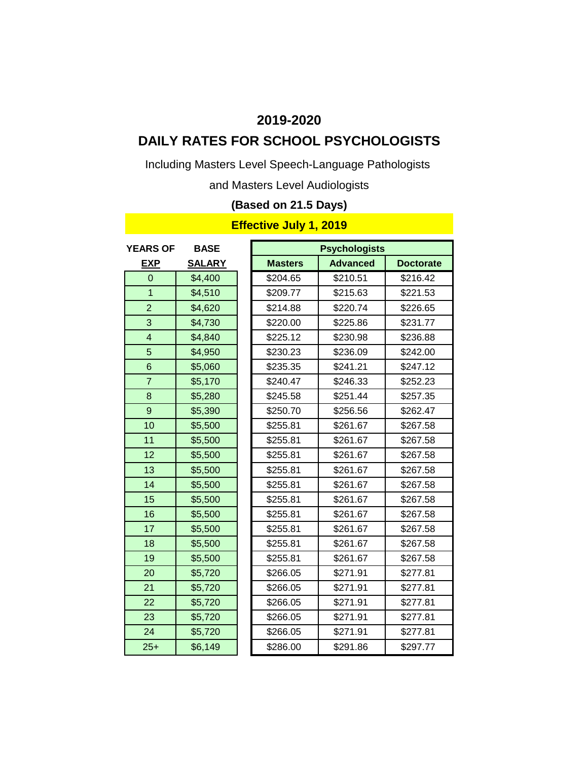## 2019-2020

## DAILY RATES FOR SCHOOL PSYCHOLOGISTS

Including Masters Level Speech-Language Pathologists

and Masters Level Audiologists

**(Based on 21.5 Days)**

**Effective July 1, 2019**

| YEARS OF EXP | BASE SALARY | Psychologists | | |
|---|---|---|---|---|
| | | Masters | Advanced | Doctorate |
| 0 | $4,400 | $204.65 | $210.51 | $216.42 |
| 1 | $4,510 | $209.77 | $215.63 | $221.53 |
| 2 | $4,620 | $214.88 | $220.74 | $226.65 |
| 3 | $4,730 | $220.00 | $225.86 | $231.77 |
| 4 | $4,840 | $225.12 | $230.98 | $236.88 |
| 5 | $4,950 | $230.23 | $236.09 | $242.00 |
| 6 | $5,060 | $235.35 | $241.21 | $247.12 |
| 7 | $5,170 | $240.47 | $246.33 | $252.23 |
| 8 | $5,280 | $245.58 | $251.44 | $257.35 |
| 9 | $5,390 | $250.70 | $256.56 | $262.47 |
| 10 | $5,500 | $255.81 | $261.67 | $267.58 |
| 11 | $5,500 | $255.81 | $261.67 | $267.58 |
| 12 | $5,500 | $255.81 | $261.67 | $267.58 |
| 13 | $5,500 | $255.81 | $261.67 | $267.58 |
| 14 | $5,500 | $255.81 | $261.67 | $267.58 |
| 15 | $5,500 | $255.81 | $261.67 | $267.58 |
| 16 | $5,500 | $255.81 | $261.67 | $267.58 |
| 17 | $5,500 | $255.81 | $261.67 | $267.58 |
| 18 | $5,500 | $255.81 | $261.67 | $267.58 |
| 19 | $5,500 | $255.81 | $261.67 | $267.58 |
| 20 | $5,720 | $266.05 | $271.91 | $277.81 |
| 21 | $5,720 | $266.05 | $271.91 | $277.81 |
| 22 | $5,720 | $266.05 | $271.91 | $277.81 |
| 23 | $5,720 | $266.05 | $271.91 | $277.81 |
| 24 | $5,720 | $266.05 | $271.91 | $277.81 |
| 25+ | $6,149 | $286.00 | $291.86 | $297.77 |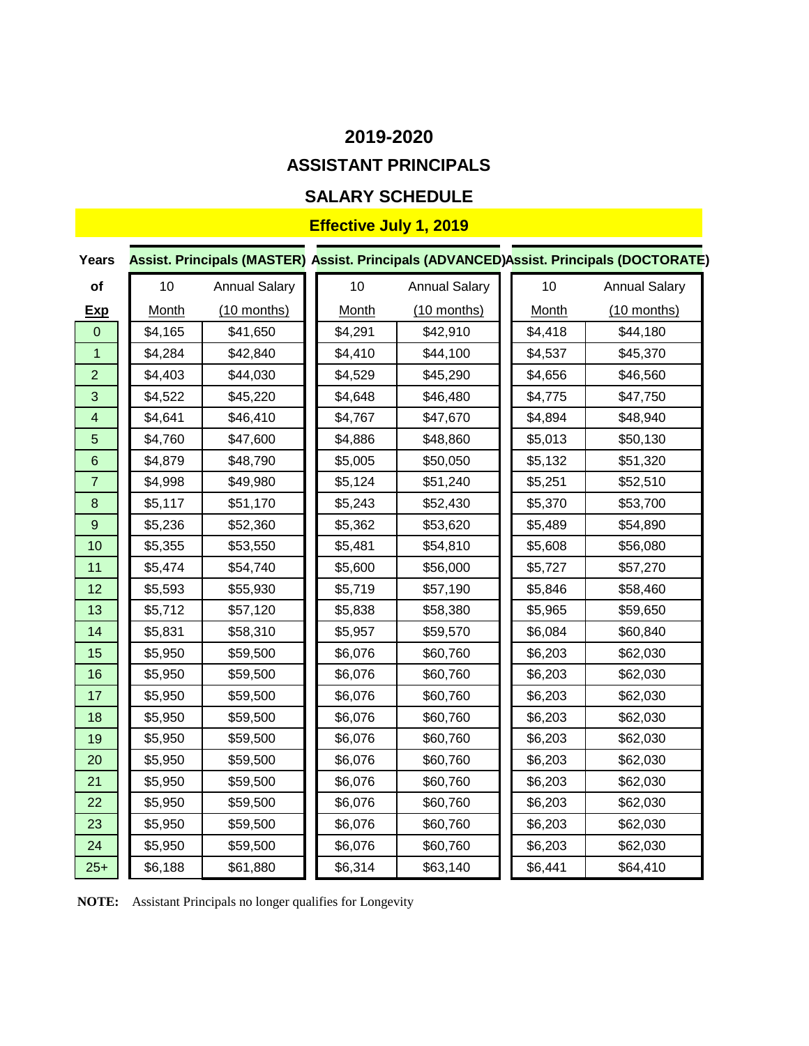# 2019-2020

## ASSISTANT PRINCIPALS

## SALARY SCHEDULE

**Effective July 1, 2019**

| Years of Exp | Assist. Principals (MASTER) | | Assist. Principals (ADVANCED) | | Assist. Principals (DOCTORATE) | |
|---|---|---|---|---|---|---|
| | 10 Month | Annual Salary (10 months) | 10 Month | Annual Salary (10 months) | 10 Month | Annual Salary (10 months) |
| 0 | $4,165 | $41,650 | $4,291 | $42,910 | $4,418 | $44,180 |
| 1 | $4,284 | $42,840 | $4,410 | $44,100 | $4,537 | $45,370 |
| 2 | $4,403 | $44,030 | $4,529 | $45,290 | $4,656 | $46,560 |
| 3 | $4,522 | $45,220 | $4,648 | $46,480 | $4,775 | $47,750 |
| 4 | $4,641 | $46,410 | $4,767 | $47,670 | $4,894 | $48,940 |
| 5 | $4,760 | $47,600 | $4,886 | $48,860 | $5,013 | $50,130 |
| 6 | $4,879 | $48,790 | $5,005 | $50,050 | $5,132 | $51,320 |
| 7 | $4,998 | $49,980 | $5,124 | $51,240 | $5,251 | $52,510 |
| 8 | $5,117 | $51,170 | $5,243 | $52,430 | $5,370 | $53,700 |
| 9 | $5,236 | $52,360 | $5,362 | $53,620 | $5,489 | $54,890 |
| 10 | $5,355 | $53,550 | $5,481 | $54,810 | $5,608 | $56,080 |
| 11 | $5,474 | $54,740 | $5,600 | $56,000 | $5,727 | $57,270 |
| 12 | $5,593 | $55,930 | $5,719 | $57,190 | $5,846 | $58,460 |
| 13 | $5,712 | $57,120 | $5,838 | $58,380 | $5,965 | $59,650 |
| 14 | $5,831 | $58,310 | $5,957 | $59,570 | $6,084 | $60,840 |
| 15 | $5,950 | $59,500 | $6,076 | $60,760 | $6,203 | $62,030 |
| 16 | $5,950 | $59,500 | $6,076 | $60,760 | $6,203 | $62,030 |
| 17 | $5,950 | $59,500 | $6,076 | $60,760 | $6,203 | $62,030 |
| 18 | $5,950 | $59,500 | $6,076 | $60,760 | $6,203 | $62,030 |
| 19 | $5,950 | $59,500 | $6,076 | $60,760 | $6,203 | $62,030 |
| 20 | $5,950 | $59,500 | $6,076 | $60,760 | $6,203 | $62,030 |
| 21 | $5,950 | $59,500 | $6,076 | $60,760 | $6,203 | $62,030 |
| 22 | $5,950 | $59,500 | $6,076 | $60,760 | $6,203 | $62,030 |
| 23 | $5,950 | $59,500 | $6,076 | $60,760 | $6,203 | $62,030 |
| 24 | $5,950 | $59,500 | $6,076 | $60,760 | $6,203 | $62,030 |
| 25+ | $6,188 | $61,880 | $6,314 | $63,140 | $6,441 | $64,410 |

**NOTE:** Assistant Principals no longer qualifies for Longevity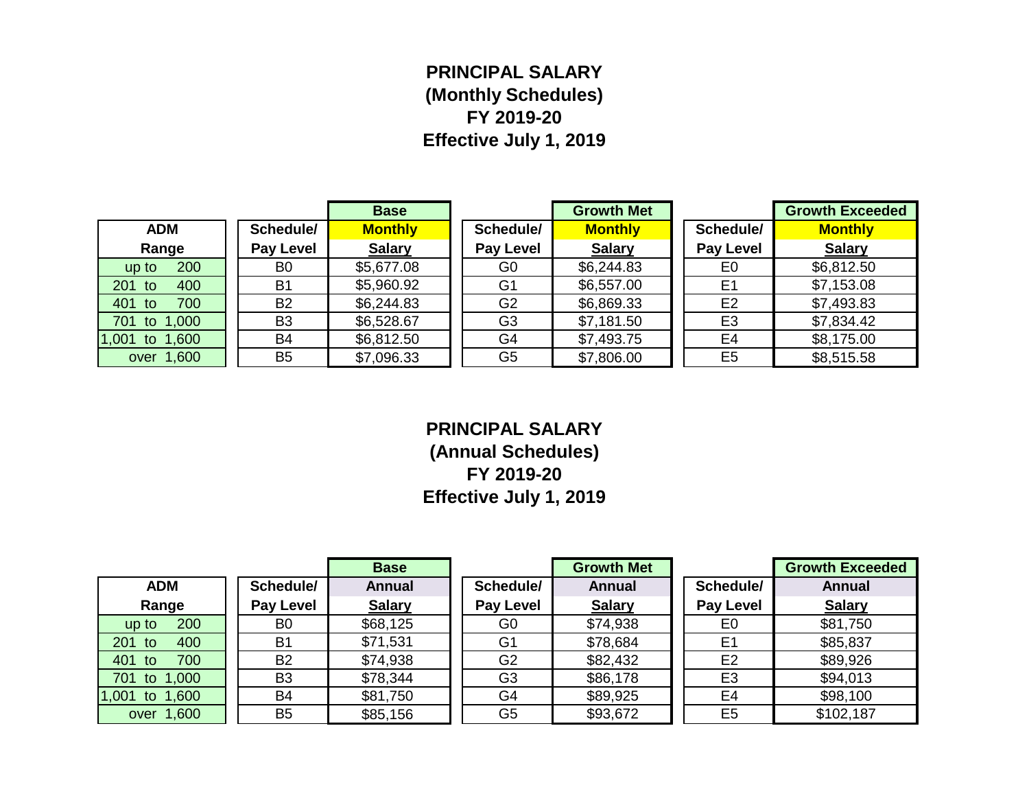# PRINCIPAL SALARY
## (Monthly Schedules)
## FY 2019-20
## Effective July 1, 2019

| ADM Range | Schedule/ Pay Level | Base Monthly Salary | Schedule/ Pay Level | Growth Met Monthly Salary | Schedule/ Pay Level | Growth Exceeded Monthly Salary |
|---|---|---|---|---|---|---|
| up to 200 | B0 | $5,677.08 | G0 | $6,244.83 | E0 | $6,812.50 |
| 201 to 400 | B1 | $5,960.92 | G1 | $6,557.00 | E1 | $7,153.08 |
| 401 to 700 | B2 | $6,244.83 | G2 | $6,869.33 | E2 | $7,493.83 |
| 701 to 1,000 | B3 | $6,528.67 | G3 | $7,181.50 | E3 | $7,834.42 |
| 1,001 to 1,600 | B4 | $6,812.50 | G4 | $7,493.75 | E4 | $8,175.00 |
| over 1,600 | B5 | $7,096.33 | G5 | $7,806.00 | E5 | $8,515.58 |

# PRINCIPAL SALARY
## (Annual Schedules)
## FY 2019-20
## Effective July 1, 2019

| ADM Range | Schedule/ Pay Level | Base Annual Salary | Schedule/ Pay Level | Growth Met Annual Salary | Schedule/ Pay Level | Growth Exceeded Annual Salary |
|---|---|---|---|---|---|---|
| up to 200 | B0 | $68,125 | G0 | $74,938 | E0 | $81,750 |
| 201 to 400 | B1 | $71,531 | G1 | $78,684 | E1 | $85,837 |
| 401 to 700 | B2 | $74,938 | G2 | $82,432 | E2 | $89,926 |
| 701 to 1,000 | B3 | $78,344 | G3 | $86,178 | E3 | $94,013 |
| 1,001 to 1,600 | B4 | $81,750 | G4 | $89,925 | E4 | $98,100 |
| over 1,600 | B5 | $85,156 | G5 | $93,672 | E5 | $102,187 |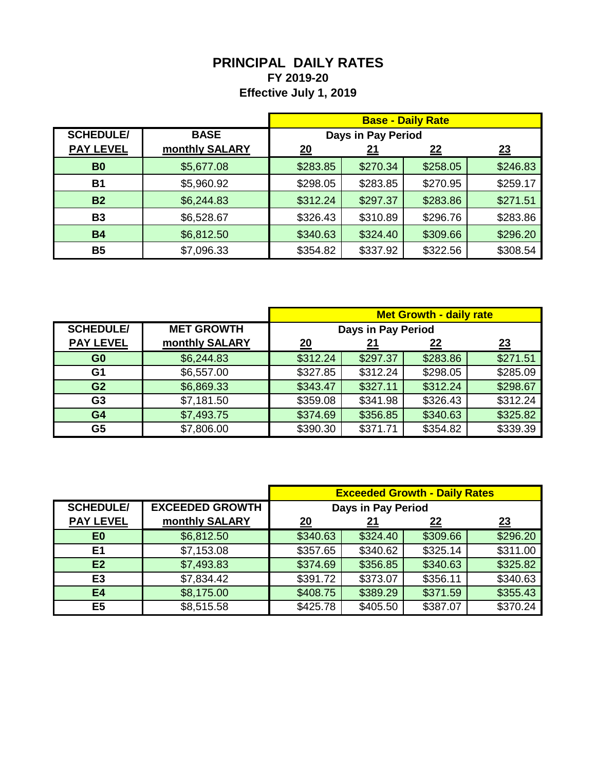# PRINCIPAL DAILY RATES

**FY 2019-20**

**Effective July 1, 2019**

| SCHEDULE/ | BASE | Base - Daily Rate | | | |
|---|---|---|---|---|---|
| | | Days in Pay Period | | | |
| PAY LEVEL | monthly SALARY | 20 | 21 | 22 | 23 |
| B0 | $5,677.08 | $283.85 | $270.34 | $258.05 | $246.83 |
| B1 | $5,960.92 | $298.05 | $283.85 | $270.95 | $259.17 |
| B2 | $6,244.83 | $312.24 | $297.37 | $283.86 | $271.51 |
| B3 | $6,528.67 | $326.43 | $310.89 | $296.76 | $283.86 |
| B4 | $6,812.50 | $340.63 | $324.40 | $309.66 | $296.20 |
| B5 | $7,096.33 | $354.82 | $337.92 | $322.56 | $308.54 |

| SCHEDULE/ | MET GROWTH | Met Growth - daily rate | | | |
|---|---|---|---|---|---|
| | | Days in Pay Period | | | |
| PAY LEVEL | monthly SALARY | 20 | 21 | 22 | 23 |
| G0 | $6,244.83 | $312.24 | $297.37 | $283.86 | $271.51 |
| G1 | $6,557.00 | $327.85 | $312.24 | $298.05 | $285.09 |
| G2 | $6,869.33 | $343.47 | $327.11 | $312.24 | $298.67 |
| G3 | $7,181.50 | $359.08 | $341.98 | $326.43 | $312.24 |
| G4 | $7,493.75 | $374.69 | $356.85 | $340.63 | $325.82 |
| G5 | $7,806.00 | $390.30 | $371.71 | $354.82 | $339.39 |

| SCHEDULE/ | EXCEEDED GROWTH | Exceeded Growth - Daily Rates | | | |
|---|---|---|---|---|---|
| | | Days in Pay Period | | | |
| PAY LEVEL | monthly SALARY | 20 | 21 | 22 | 23 |
| E0 | $6,812.50 | $340.63 | $324.40 | $309.66 | $296.20 |
| E1 | $7,153.08 | $357.65 | $340.62 | $325.14 | $311.00 |
| E2 | $7,493.83 | $374.69 | $356.85 | $340.63 | $325.82 |
| E3 | $7,834.42 | $391.72 | $373.07 | $356.11 | $340.63 |
| E4 | $8,175.00 | $408.75 | $389.29 | $371.59 | $355.43 |
| E5 | $8,515.58 | $425.78 | $405.50 | $387.07 | $370.24 |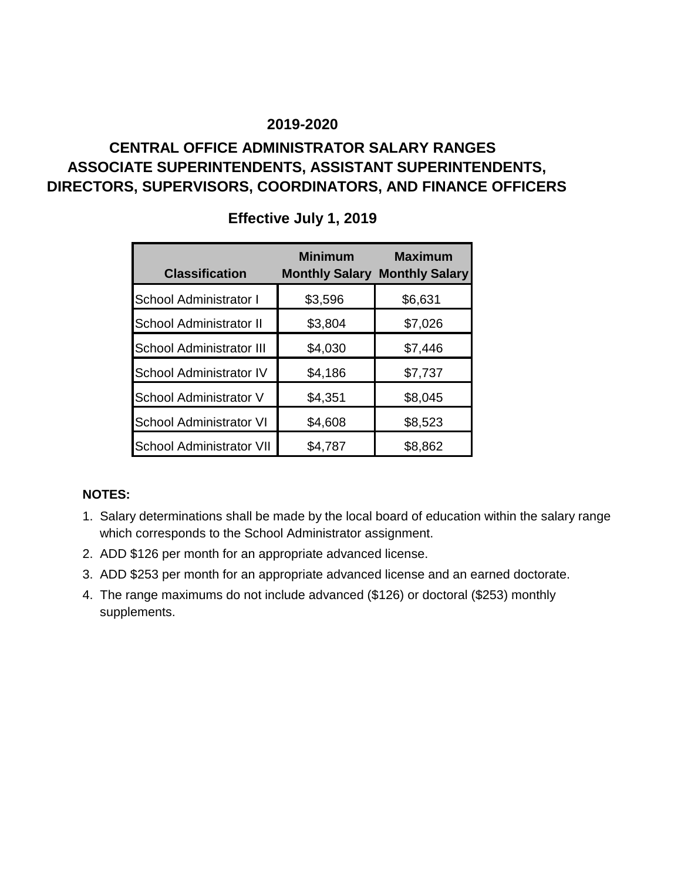## 2019-2020

## CENTRAL OFFICE ADMINISTRATOR SALARY RANGES
## ASSOCIATE SUPERINTENDENTS, ASSISTANT SUPERINTENDENTS, DIRECTORS, SUPERVISORS, COORDINATORS, AND FINANCE OFFICERS

### Effective July 1, 2019

| Classification | Minimum Monthly Salary | Maximum Monthly Salary |
|---|---|---|
| School Administrator I | $3,596 | $6,631 |
| School Administrator II | $3,804 | $7,026 |
| School Administrator III | $4,030 | $7,446 |
| School Administrator IV | $4,186 | $7,737 |
| School Administrator V | $4,351 | $8,045 |
| School Administrator VI | $4,608 | $8,523 |
| School Administrator VII | $4,787 | $8,862 |

**NOTES:**

1. Salary determinations shall be made by the local board of education within the salary range which corresponds to the School Administrator assignment.
2. ADD $126 per month for an appropriate advanced license.
3. ADD $253 per month for an appropriate advanced license and an earned doctorate.
4. The range maximums do not include advanced ($126) or doctoral ($253) monthly supplements.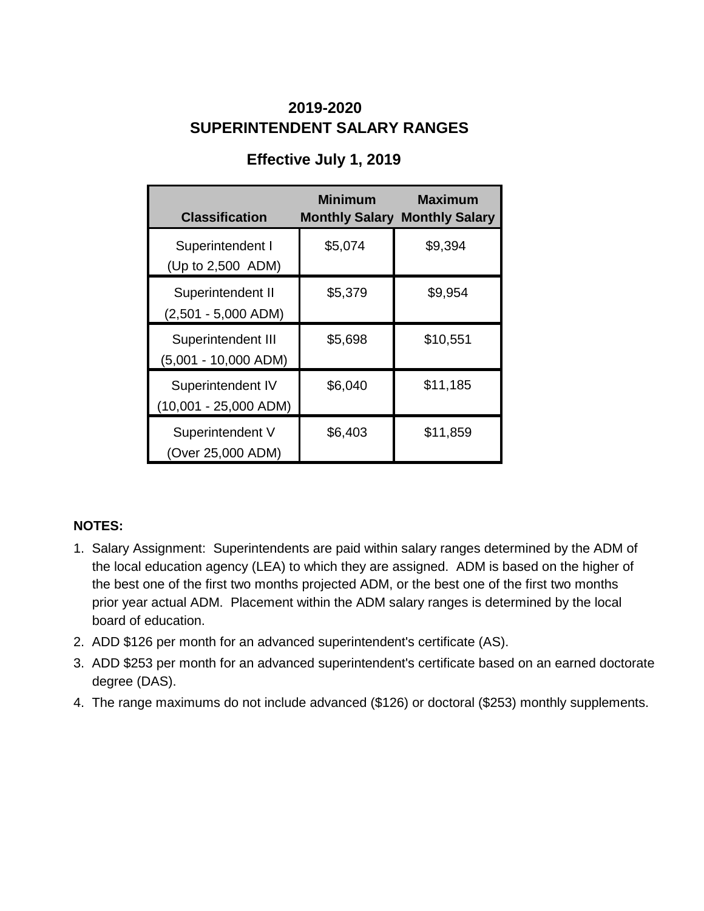# 2019-2020
# SUPERINTENDENT SALARY RANGES

## Effective July 1, 2019

| Classification | Minimum Monthly Salary | Maximum Monthly Salary |
|---|---|---|
| Superintendent I (Up to 2,500 ADM) | $5,074 | $9,394 |
| Superintendent II (2,501 - 5,000 ADM) | $5,379 | $9,954 |
| Superintendent III (5,001 - 10,000 ADM) | $5,698 | $10,551 |
| Superintendent IV (10,001 - 25,000 ADM) | $6,040 | $11,185 |
| Superintendent V (Over 25,000 ADM) | $6,403 | $11,859 |

**NOTES:**

1. Salary Assignment: Superintendents are paid within salary ranges determined by the ADM of the local education agency (LEA) to which they are assigned. ADM is based on the higher of the best one of the first two months projected ADM, or the best one of the first two months prior year actual ADM. Placement within the ADM salary ranges is determined by the local board of education.
2. ADD $126 per month for an advanced superintendent's certificate (AS).
3. ADD $253 per month for an advanced superintendent's certificate based on an earned doctorate degree (DAS).
4. The range maximums do not include advanced ($126) or doctoral ($253) monthly supplements.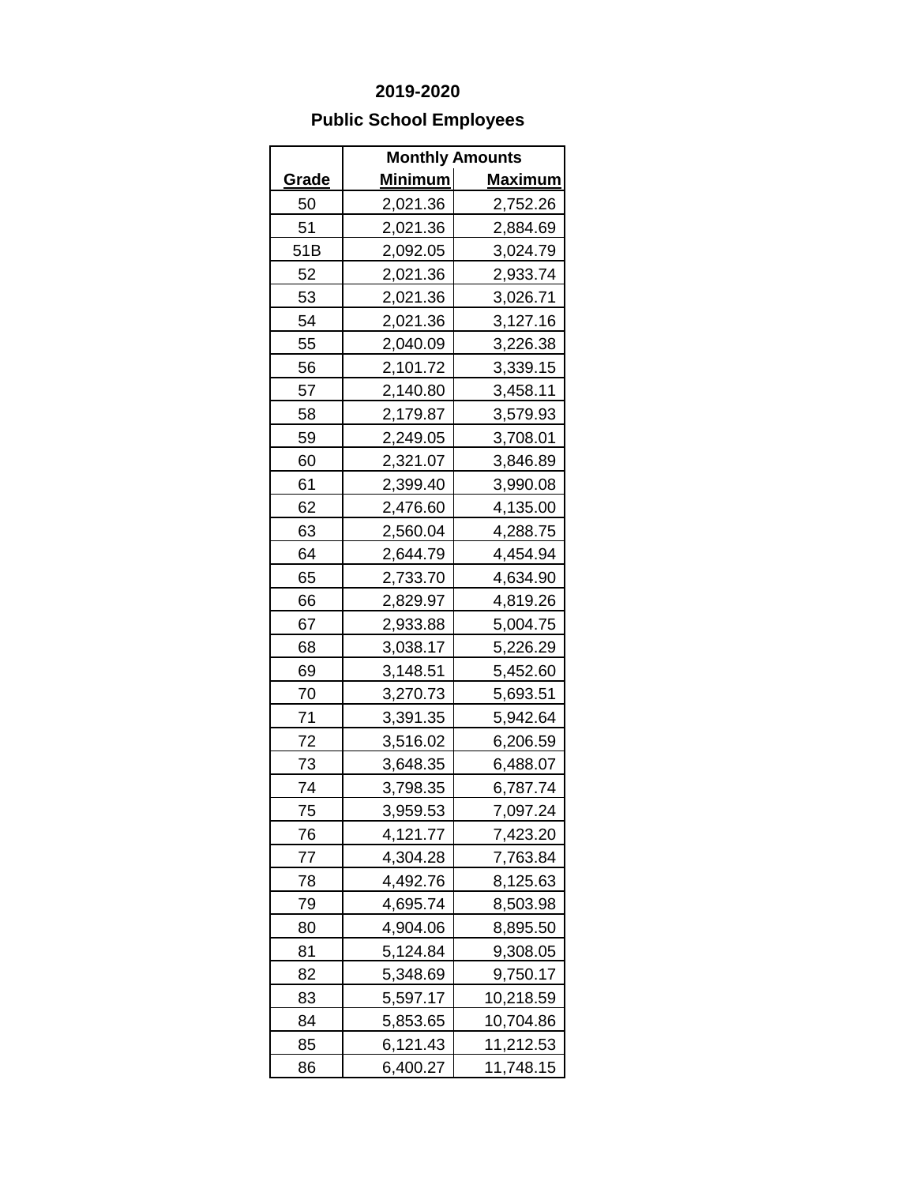**2019-2020**

**Public School Employees**

| | Monthly Amounts | |
|---|---|---|
| **Grade** | **Minimum** | **Maximum** |
| 50 | 2,021.36 | 2,752.26 |
| 51 | 2,021.36 | 2,884.69 |
| 51B | 2,092.05 | 3,024.79 |
| 52 | 2,021.36 | 2,933.74 |
| 53 | 2,021.36 | 3,026.71 |
| 54 | 2,021.36 | 3,127.16 |
| 55 | 2,040.09 | 3,226.38 |
| 56 | 2,101.72 | 3,339.15 |
| 57 | 2,140.80 | 3,458.11 |
| 58 | 2,179.87 | 3,579.93 |
| 59 | 2,249.05 | 3,708.01 |
| 60 | 2,321.07 | 3,846.89 |
| 61 | 2,399.40 | 3,990.08 |
| 62 | 2,476.60 | 4,135.00 |
| 63 | 2,560.04 | 4,288.75 |
| 64 | 2,644.79 | 4,454.94 |
| 65 | 2,733.70 | 4,634.90 |
| 66 | 2,829.97 | 4,819.26 |
| 67 | 2,933.88 | 5,004.75 |
| 68 | 3,038.17 | 5,226.29 |
| 69 | 3,148.51 | 5,452.60 |
| 70 | 3,270.73 | 5,693.51 |
| 71 | 3,391.35 | 5,942.64 |
| 72 | 3,516.02 | 6,206.59 |
| 73 | 3,648.35 | 6,488.07 |
| 74 | 3,798.35 | 6,787.74 |
| 75 | 3,959.53 | 7,097.24 |
| 76 | 4,121.77 | 7,423.20 |
| 77 | 4,304.28 | 7,763.84 |
| 78 | 4,492.76 | 8,125.63 |
| 79 | 4,695.74 | 8,503.98 |
| 80 | 4,904.06 | 8,895.50 |
| 81 | 5,124.84 | 9,308.05 |
| 82 | 5,348.69 | 9,750.17 |
| 83 | 5,597.17 | 10,218.59 |
| 84 | 5,853.65 | 10,704.86 |
| 85 | 6,121.43 | 11,212.53 |
| 86 | 6,400.27 | 11,748.15 |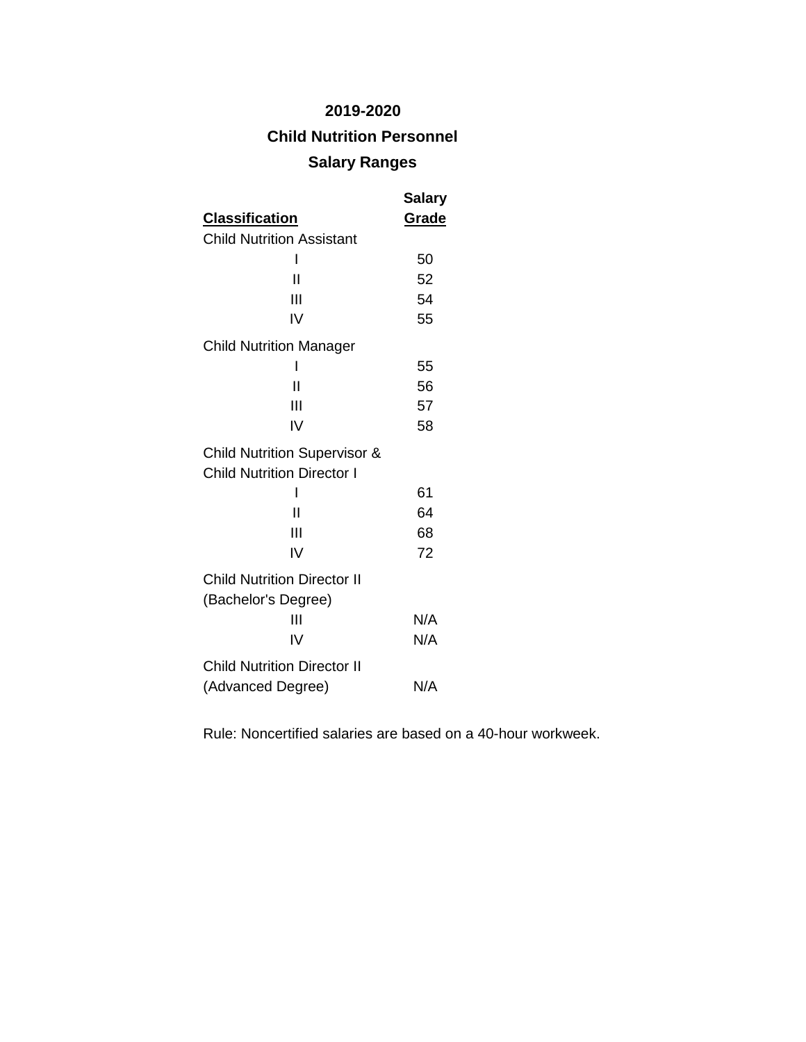# 2019-2020

## Child Nutrition Personnel

## Salary Ranges

| Classification | Salary Grade |
|---|---|
| Child Nutrition Assistant | |
| I | 50 |
| II | 52 |
| III | 54 |
| IV | 55 |
| Child Nutrition Manager | |
| I | 55 |
| II | 56 |
| III | 57 |
| IV | 58 |
| Child Nutrition Supervisor & Child Nutrition Director I | |
| I | 61 |
| II | 64 |
| III | 68 |
| IV | 72 |
| Child Nutrition Director II (Bachelor's Degree) | |
| III | N/A |
| IV | N/A |
| Child Nutrition Director II (Advanced Degree) | N/A |

Rule: Noncertified salaries are based on a 40-hour workweek.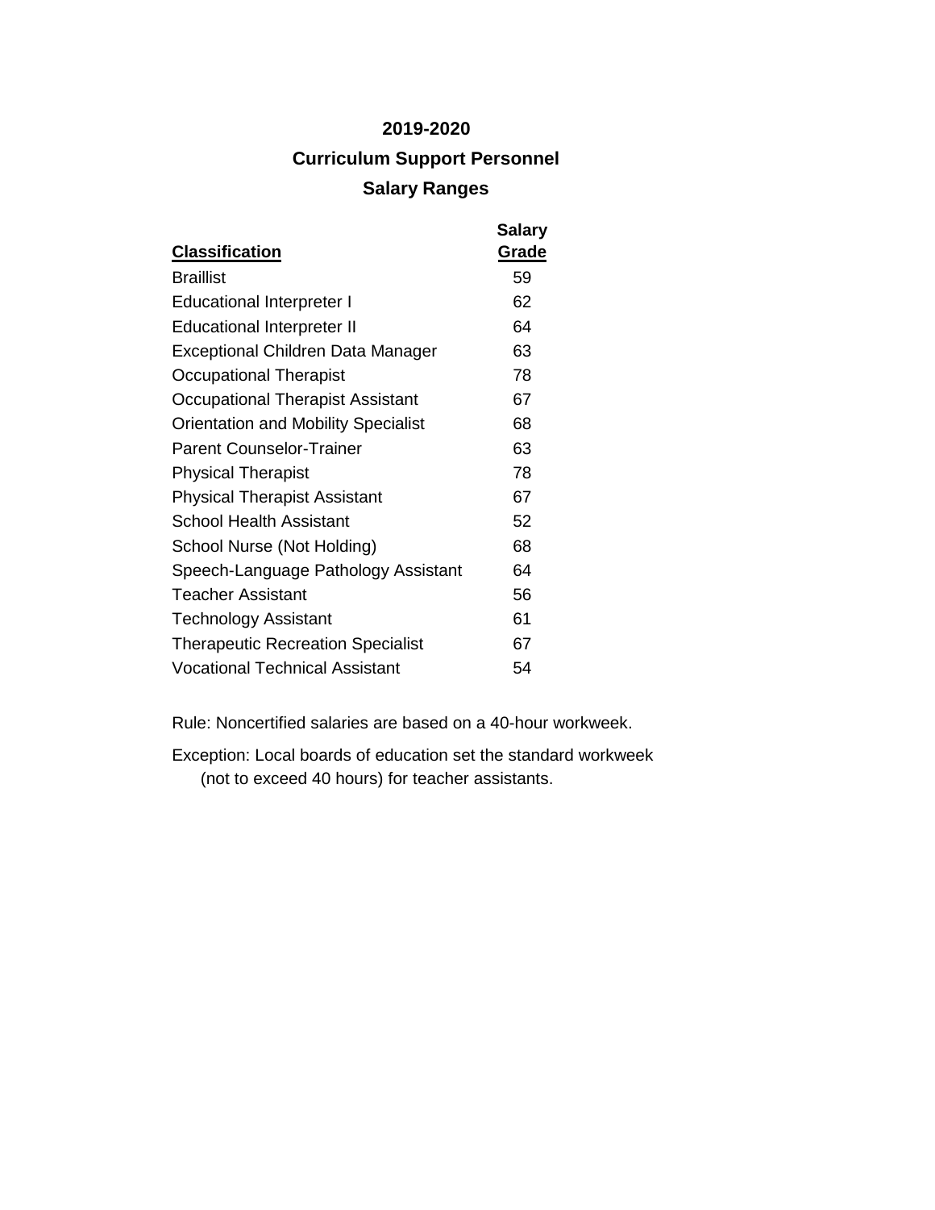# 2019-2020

## Curriculum Support Personnel

## Salary Ranges

| Classification | Salary Grade |
|---|---|
| Braillist | 59 |
| Educational Interpreter I | 62 |
| Educational Interpreter II | 64 |
| Exceptional Children Data Manager | 63 |
| Occupational Therapist | 78 |
| Occupational Therapist Assistant | 67 |
| Orientation and Mobility Specialist | 68 |
| Parent Counselor-Trainer | 63 |
| Physical Therapist | 78 |
| Physical Therapist Assistant | 67 |
| School Health Assistant | 52 |
| School Nurse (Not Holding) | 68 |
| Speech-Language Pathology Assistant | 64 |
| Teacher Assistant | 56 |
| Technology Assistant | 61 |
| Therapeutic Recreation Specialist | 67 |
| Vocational Technical Assistant | 54 |

Rule: Noncertified salaries are based on a 40-hour workweek.

Exception: Local boards of education set the standard workweek (not to exceed 40 hours) for teacher assistants.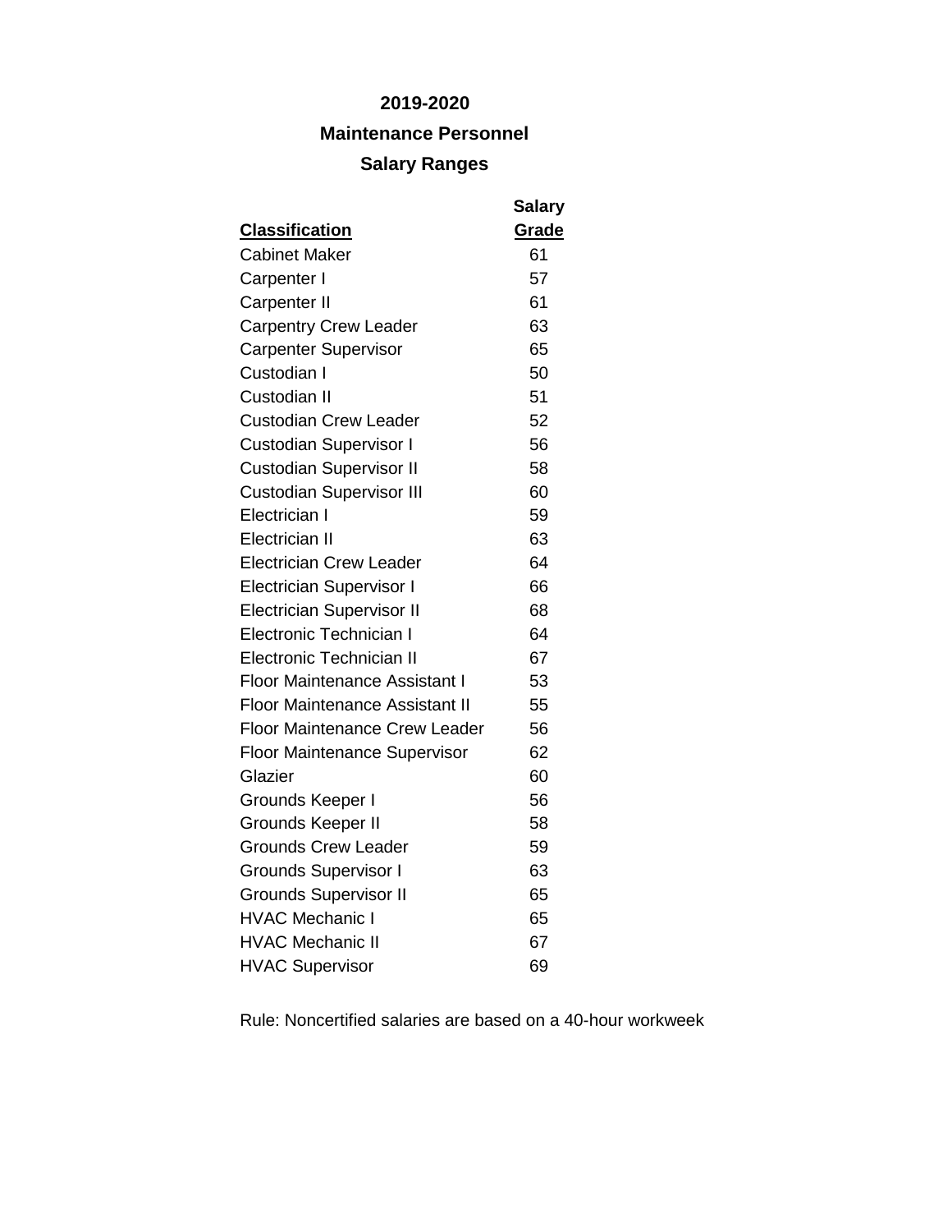**2019-2020**

**Maintenance Personnel**

**Salary Ranges**

| Classification | Salary Grade |
|---|---|
| Cabinet Maker | 61 |
| Carpenter I | 57 |
| Carpenter II | 61 |
| Carpentry Crew Leader | 63 |
| Carpenter Supervisor | 65 |
| Custodian I | 50 |
| Custodian II | 51 |
| Custodian Crew Leader | 52 |
| Custodian Supervisor I | 56 |
| Custodian Supervisor II | 58 |
| Custodian Supervisor III | 60 |
| Electrician I | 59 |
| Electrician II | 63 |
| Electrician Crew Leader | 64 |
| Electrician Supervisor I | 66 |
| Electrician Supervisor II | 68 |
| Electronic Technician I | 64 |
| Electronic Technician II | 67 |
| Floor Maintenance Assistant I | 53 |
| Floor Maintenance Assistant II | 55 |
| Floor Maintenance Crew Leader | 56 |
| Floor Maintenance Supervisor | 62 |
| Glazier | 60 |
| Grounds Keeper I | 56 |
| Grounds Keeper II | 58 |
| Grounds Crew Leader | 59 |
| Grounds Supervisor I | 63 |
| Grounds Supervisor II | 65 |
| HVAC Mechanic I | 65 |
| HVAC Mechanic II | 67 |
| HVAC Supervisor | 69 |

Rule: Noncertified salaries are based on a 40-hour workweek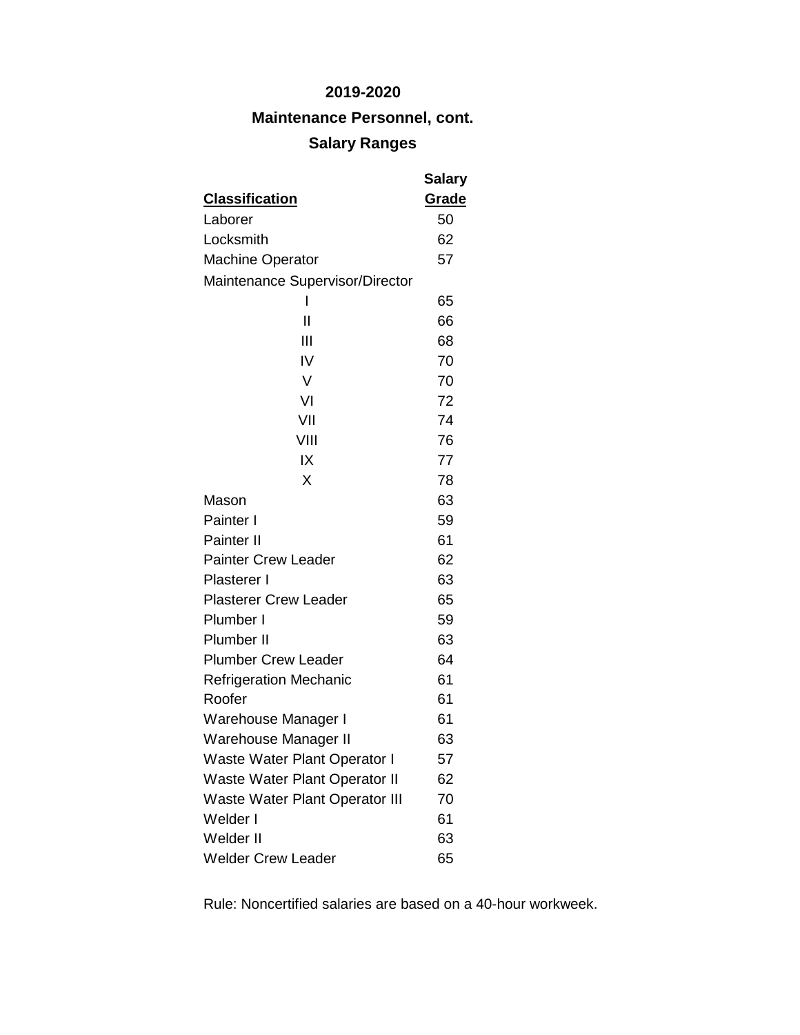## 2019-2020

## Maintenance Personnel, cont.

## Salary Ranges

| Classification | Salary Grade |
|---|---|
| Laborer | 50 |
| Locksmith | 62 |
| Machine Operator | 57 |
| Maintenance Supervisor/Director | |
| I | 65 |
| II | 66 |
| III | 68 |
| IV | 70 |
| V | 70 |
| VI | 72 |
| VII | 74 |
| VIII | 76 |
| IX | 77 |
| X | 78 |
| Mason | 63 |
| Painter I | 59 |
| Painter II | 61 |
| Painter Crew Leader | 62 |
| Plasterer I | 63 |
| Plasterer Crew Leader | 65 |
| Plumber I | 59 |
| Plumber II | 63 |
| Plumber Crew Leader | 64 |
| Refrigeration Mechanic | 61 |
| Roofer | 61 |
| Warehouse Manager I | 61 |
| Warehouse Manager II | 63 |
| Waste Water Plant Operator I | 57 |
| Waste Water Plant Operator II | 62 |
| Waste Water Plant Operator III | 70 |
| Welder I | 61 |
| Welder II | 63 |
| Welder Crew Leader | 65 |

Rule: Noncertified salaries are based on a 40-hour workweek.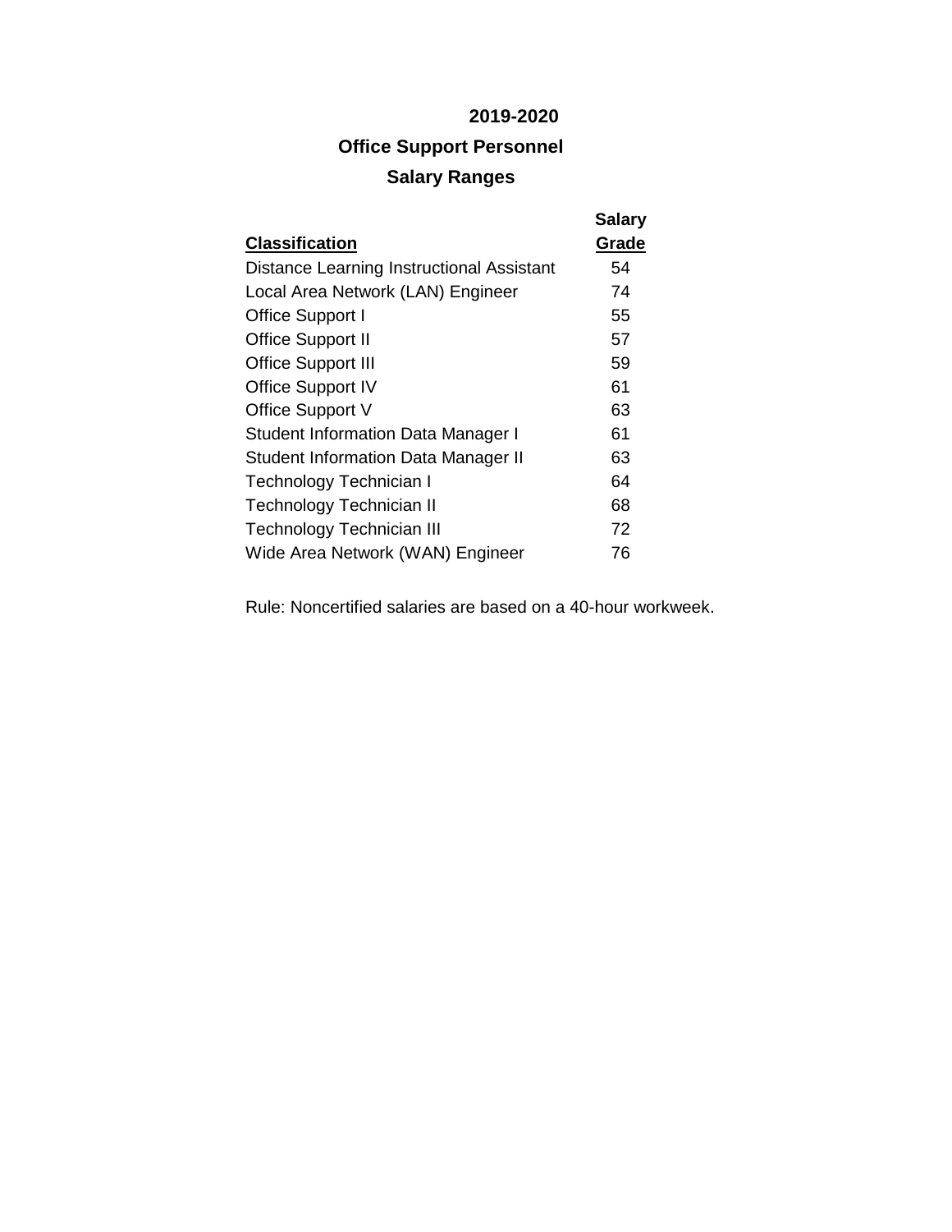# 2019-2020

## Office Support Personnel

## Salary Ranges

| Classification | Salary Grade |
|---|---|
| Distance Learning Instructional Assistant | 54 |
| Local Area Network (LAN) Engineer | 74 |
| Office Support I | 55 |
| Office Support II | 57 |
| Office Support III | 59 |
| Office Support IV | 61 |
| Office Support V | 63 |
| Student Information Data Manager I | 61 |
| Student Information Data Manager II | 63 |
| Technology Technician I | 64 |
| Technology Technician II | 68 |
| Technology Technician III | 72 |
| Wide Area Network (WAN) Engineer | 76 |

Rule: Noncertified salaries are based on a 40-hour workweek.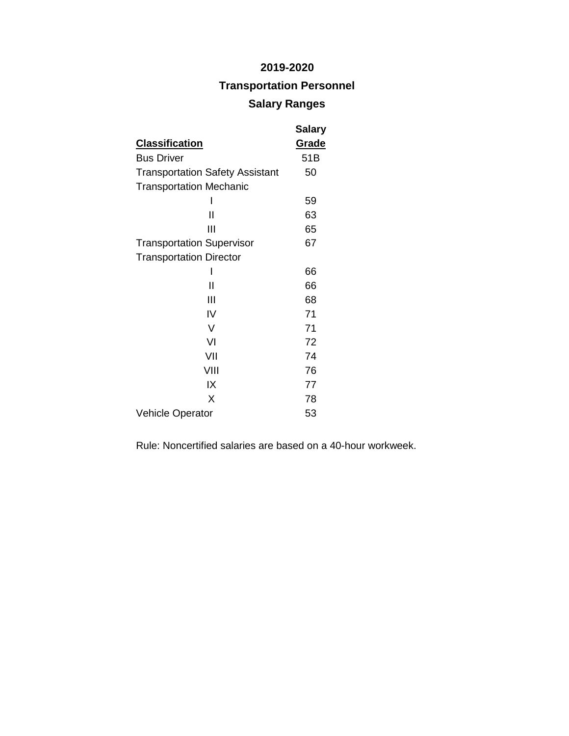# 2019-2020

## Transportation Personnel

## Salary Ranges

| Classification | Salary Grade |
|---|---|
| Bus Driver | 51B |
| Transportation Safety Assistant | 50 |
| Transportation Mechanic | |
| I | 59 |
| II | 63 |
| III | 65 |
| Transportation Supervisor | 67 |
| Transportation Director | |
| I | 66 |
| II | 66 |
| III | 68 |
| IV | 71 |
| V | 71 |
| VI | 72 |
| VII | 74 |
| VIII | 76 |
| IX | 77 |
| X | 78 |
| Vehicle Operator | 53 |

Rule: Noncertified salaries are based on a 40-hour workweek.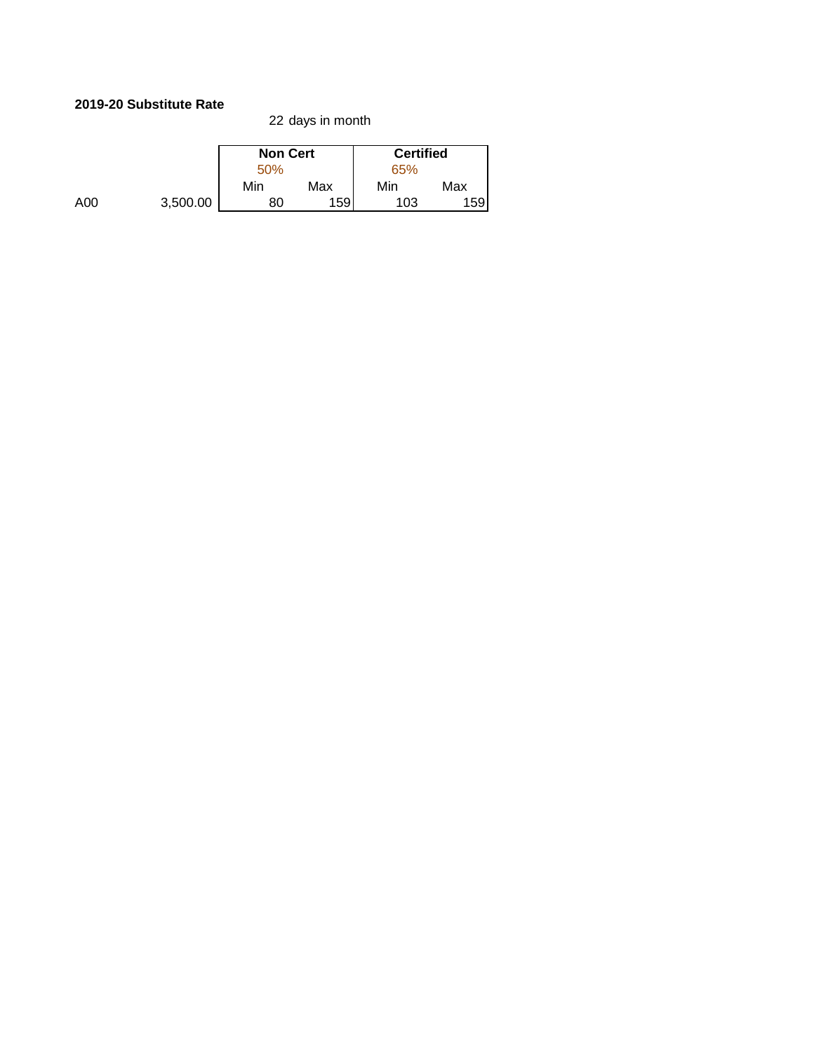**2019-20 Substitute Rate**

22 days in month

| | | Non Cert | | Certified | |
|---|---|---|---|---|---|
| | | 50% | | 65% | |
| | | Min | Max | Min | Max |
| A00 | 3,500.00 | 80 | 159 | 103 | 159 |